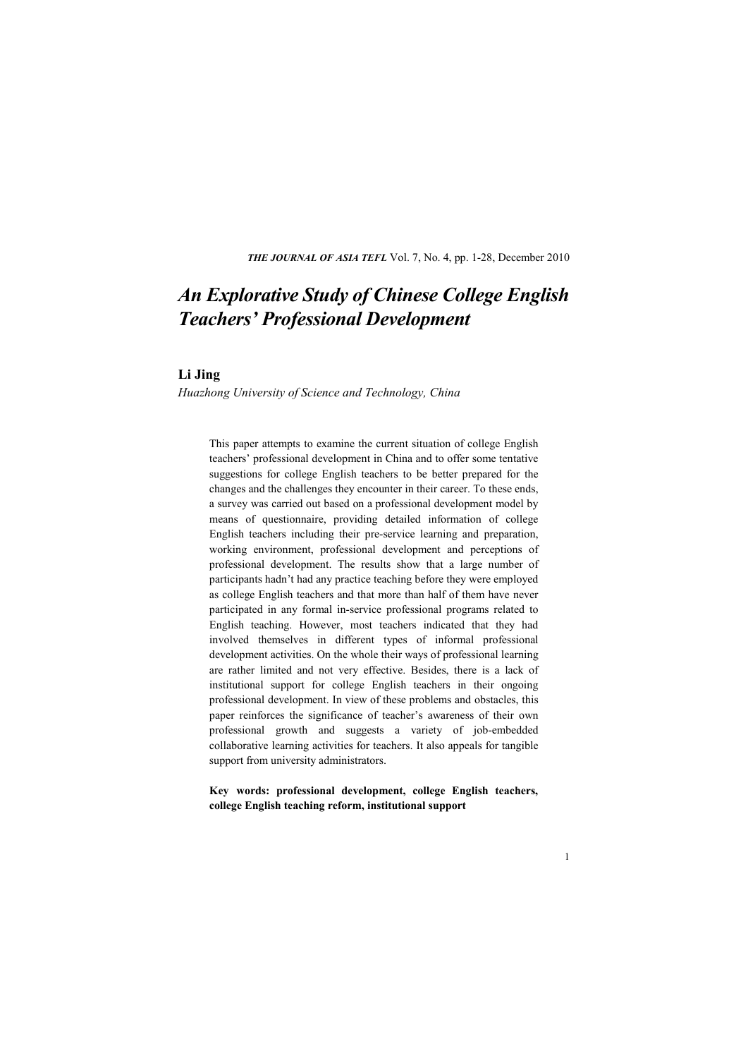# *An Explorative Study of Chinese College English Teachers' Professional Development*

**Li Jing**

*Huazhong University of Science and Technology, China*

This paper attempts to examine the current situation of college English teachers' professional development in China and to offer some tentative suggestions for college English teachers to be better prepared for the changes and the challenges they encounter in their career. To these ends, a survey was carried out based on a professional development model by means of questionnaire, providing detailed information of college English teachers including their pre-service learning and preparation, working environment, professional development and perceptions of professional development. The results show that a large number of participants hadn't had any practice teaching before they were employed as college English teachers and that more than half of them have never participated in any formal in-service professional programs related to English teaching. However, most teachers indicated that they had involved themselves in different types of informal professional development activities. On the whole their ways of professional learning are rather limited and not very effective. Besides, there is a lack of institutional support for college English teachers in their ongoing professional development. In view of these problems and obstacles, this paper reinforces the significance of teacher's awareness of their own professional growth and suggests a variety of job-embedded collaborative learning activities for teachers. It also appeals for tangible support from university administrators.

**Key words: professional development, college English teachers, college English teaching reform, institutional support**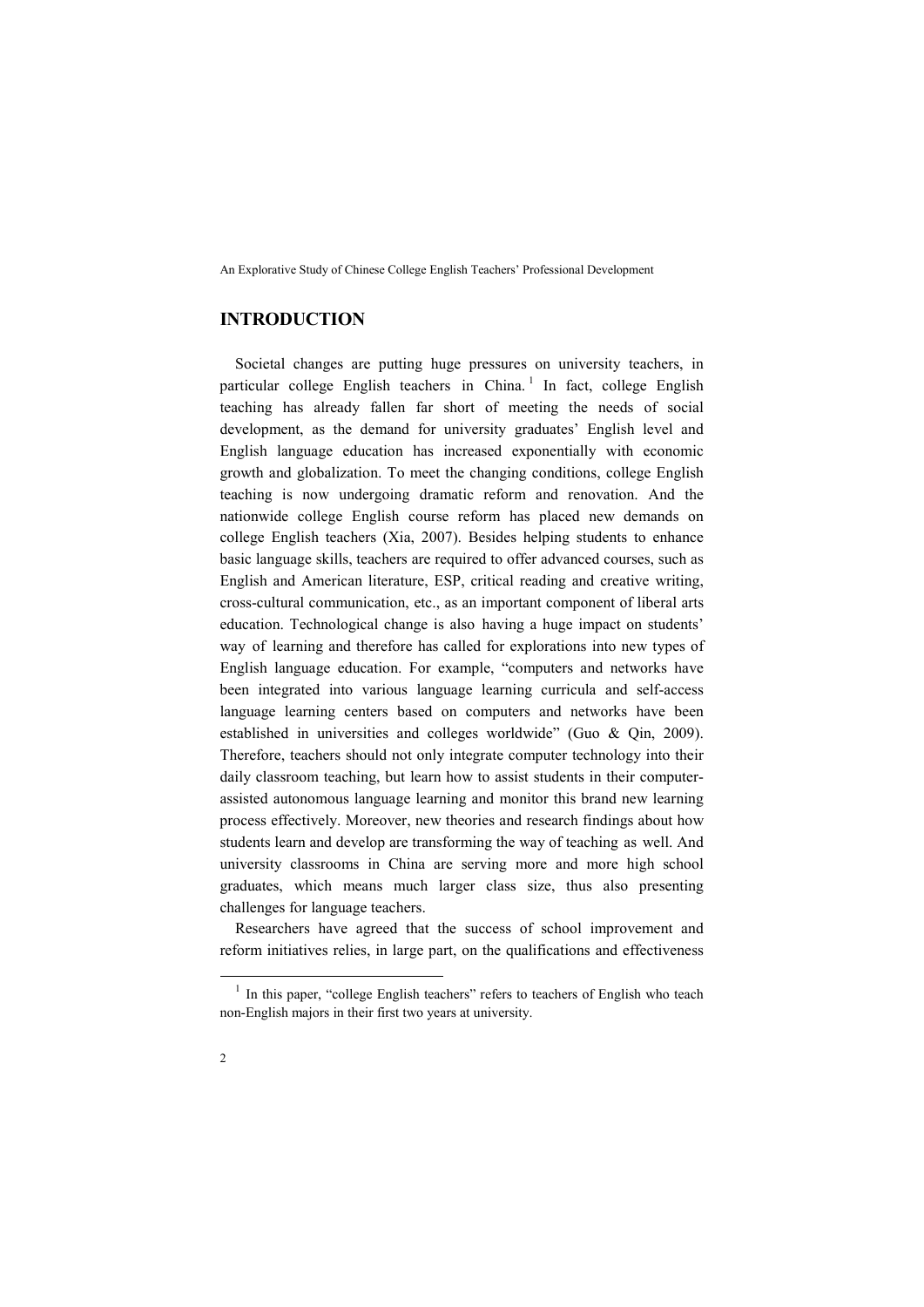## INTRODUCTION

Societal changes are putting huge pressures on university teachers, in particular college English teachers in China.[1] In fact, college English teaching has already fallen far short of meeting the needs of social development, as the demand for university graduates' English level and English language education has increased exponentially with economic growth and globalization. To meet the changing conditions, college English teaching is now undergoing dramatic reform and renovation. And the nationwide college English course reform has placed new demands on college English teachers (Xia, 2007). Besides helping students to enhance basic language skills, teachers are required to offer advanced courses, such as English and American literature, ESP, critical reading and creative writing, cross-cultural communication, etc., as an important component of liberal arts education. Technological change is also having a huge impact on students' way of learning and therefore has called for explorations into new types of English language education. For example, "computers and networks have been integrated into various language learning curricula and self-access language learning centers based on computers and networks have been established in universities and colleges worldwide" (Guo & Qin, 2009). Therefore, teachers should not only integrate computer technology into their daily classroom teaching, but learn how to assist students in their computer-assisted autonomous language learning and monitor this brand new learning process effectively. Moreover, new theories and research findings about how students learn and develop are transforming the way of teaching as well. And university classrooms in China are serving more and more high school graduates, which means much larger class size, thus also presenting challenges for language teachers.

Researchers have agreed that the success of school improvement and reform initiatives relies, in large part, on the qualifications and effectiveness

[1] In this paper, "college English teachers" refers to teachers of English who teach non-English majors in their first two years at university.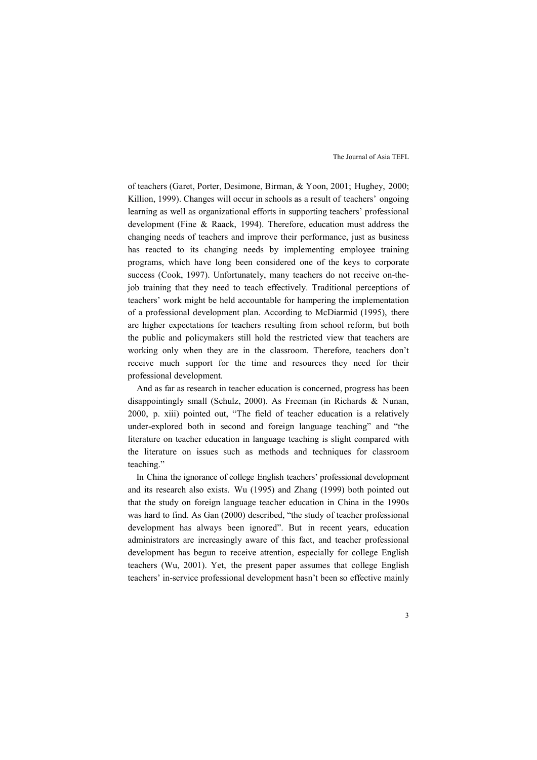of teachers (Garet, Porter, Desimone, Birman, & Yoon, 2001; Hughey, 2000; Killion, 1999). Changes will occur in schools as a result of teachers' ongoing learning as well as organizational efforts in supporting teachers' professional development (Fine & Raack, 1994). Therefore, education must address the changing needs of teachers and improve their performance, just as business has reacted to its changing needs by implementing employee training programs, which have long been considered one of the keys to corporate success (Cook, 1997). Unfortunately, many teachers do not receive on-the-job training that they need to teach effectively. Traditional perceptions of teachers' work might be held accountable for hampering the implementation of a professional development plan. According to McDiarmid (1995), there are higher expectations for teachers resulting from school reform, but both the public and policymakers still hold the restricted view that teachers are working only when they are in the classroom. Therefore, teachers don't receive much support for the time and resources they need for their professional development.

And as far as research in teacher education is concerned, progress has been disappointingly small (Schulz, 2000). As Freeman (in Richards & Nunan, 2000, p. xiii) pointed out, "The field of teacher education is a relatively under-explored both in second and foreign language teaching" and "the literature on teacher education in language teaching is slight compared with the literature on issues such as methods and techniques for classroom teaching."

In China the ignorance of college English teachers' professional development and its research also exists. Wu (1995) and Zhang (1999) both pointed out that the study on foreign language teacher education in China in the 1990s was hard to find. As Gan (2000) described, "the study of teacher professional development has always been ignored". But in recent years, education administrators are increasingly aware of this fact, and teacher professional development has begun to receive attention, especially for college English teachers (Wu, 2001). Yet, the present paper assumes that college English teachers' in-service professional development hasn't been so effective mainly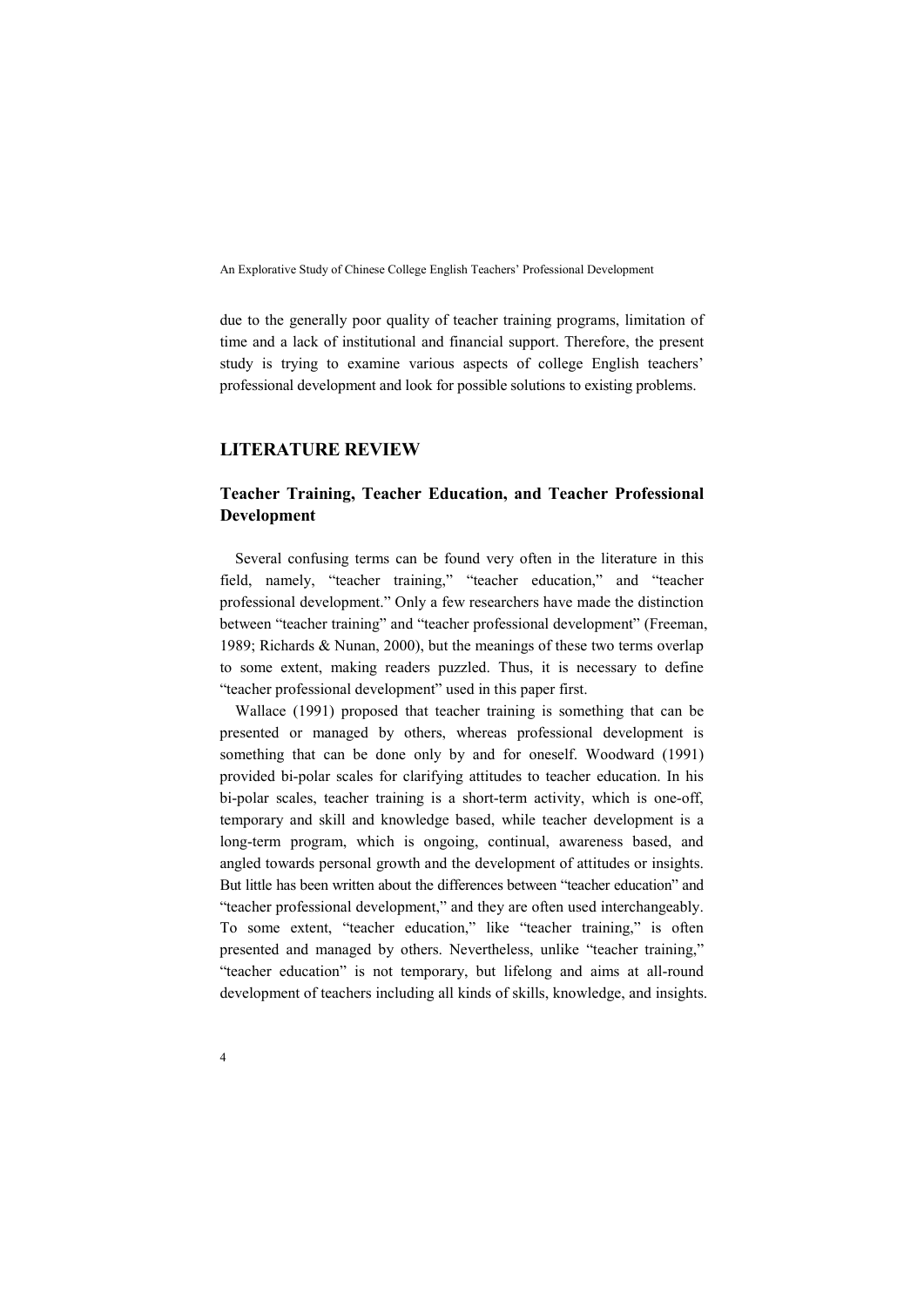due to the generally poor quality of teacher training programs, limitation of time and a lack of institutional and financial support. Therefore, the present study is trying to examine various aspects of college English teachers' professional development and look for possible solutions to existing problems.

## LITERATURE REVIEW

### Teacher Training, Teacher Education, and Teacher Professional Development

Several confusing terms can be found very often in the literature in this field, namely, "teacher training," "teacher education," and "teacher professional development." Only a few researchers have made the distinction between "teacher training" and "teacher professional development" (Freeman, 1989; Richards & Nunan, 2000), but the meanings of these two terms overlap to some extent, making readers puzzled. Thus, it is necessary to define "teacher professional development" used in this paper first.

Wallace (1991) proposed that teacher training is something that can be presented or managed by others, whereas professional development is something that can be done only by and for oneself. Woodward (1991) provided bi-polar scales for clarifying attitudes to teacher education. In his bi-polar scales, teacher training is a short-term activity, which is one-off, temporary and skill and knowledge based, while teacher development is a long-term program, which is ongoing, continual, awareness based, and angled towards personal growth and the development of attitudes or insights. But little has been written about the differences between "teacher education" and "teacher professional development," and they are often used interchangeably. To some extent, "teacher education," like "teacher training," is often presented and managed by others. Nevertheless, unlike "teacher training," "teacher education" is not temporary, but lifelong and aims at all-round development of teachers including all kinds of skills, knowledge, and insights.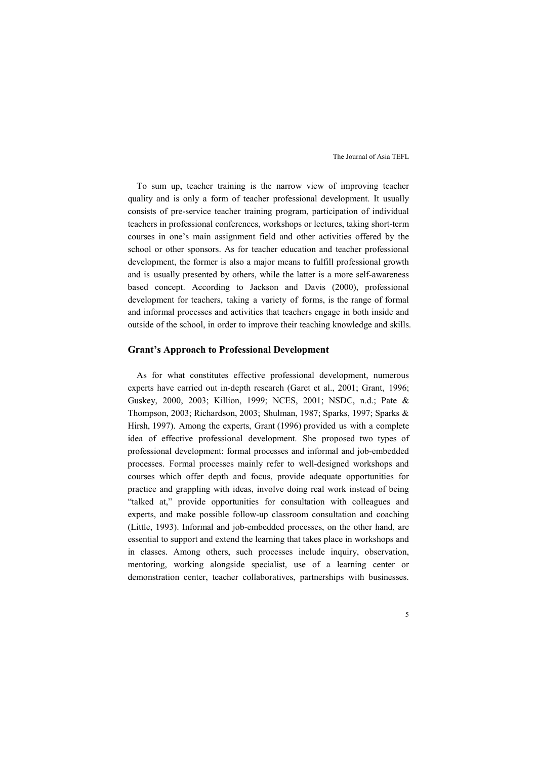To sum up, teacher training is the narrow view of improving teacher quality and is only a form of teacher professional development. It usually consists of pre-service teacher training program, participation of individual teachers in professional conferences, workshops or lectures, taking short-term courses in one's main assignment field and other activities offered by the school or other sponsors. As for teacher education and teacher professional development, the former is also a major means to fulfill professional growth and is usually presented by others, while the latter is a more self-awareness based concept. According to Jackson and Davis (2000), professional development for teachers, taking a variety of forms, is the range of formal and informal processes and activities that teachers engage in both inside and outside of the school, in order to improve their teaching knowledge and skills.

## Grant's Approach to Professional Development

As for what constitutes effective professional development, numerous experts have carried out in-depth research (Garet et al., 2001; Grant, 1996; Guskey, 2000, 2003; Killion, 1999; NCES, 2001; NSDC, n.d.; Pate & Thompson, 2003; Richardson, 2003; Shulman, 1987; Sparks, 1997; Sparks & Hirsh, 1997). Among the experts, Grant (1996) provided us with a complete idea of effective professional development. She proposed two types of professional development: formal processes and informal and job-embedded processes. Formal processes mainly refer to well-designed workshops and courses which offer depth and focus, provide adequate opportunities for practice and grappling with ideas, involve doing real work instead of being "talked at," provide opportunities for consultation with colleagues and experts, and make possible follow-up classroom consultation and coaching (Little, 1993). Informal and job-embedded processes, on the other hand, are essential to support and extend the learning that takes place in workshops and in classes. Among others, such processes include inquiry, observation, mentoring, working alongside specialist, use of a learning center or demonstration center, teacher collaboratives, partnerships with businesses.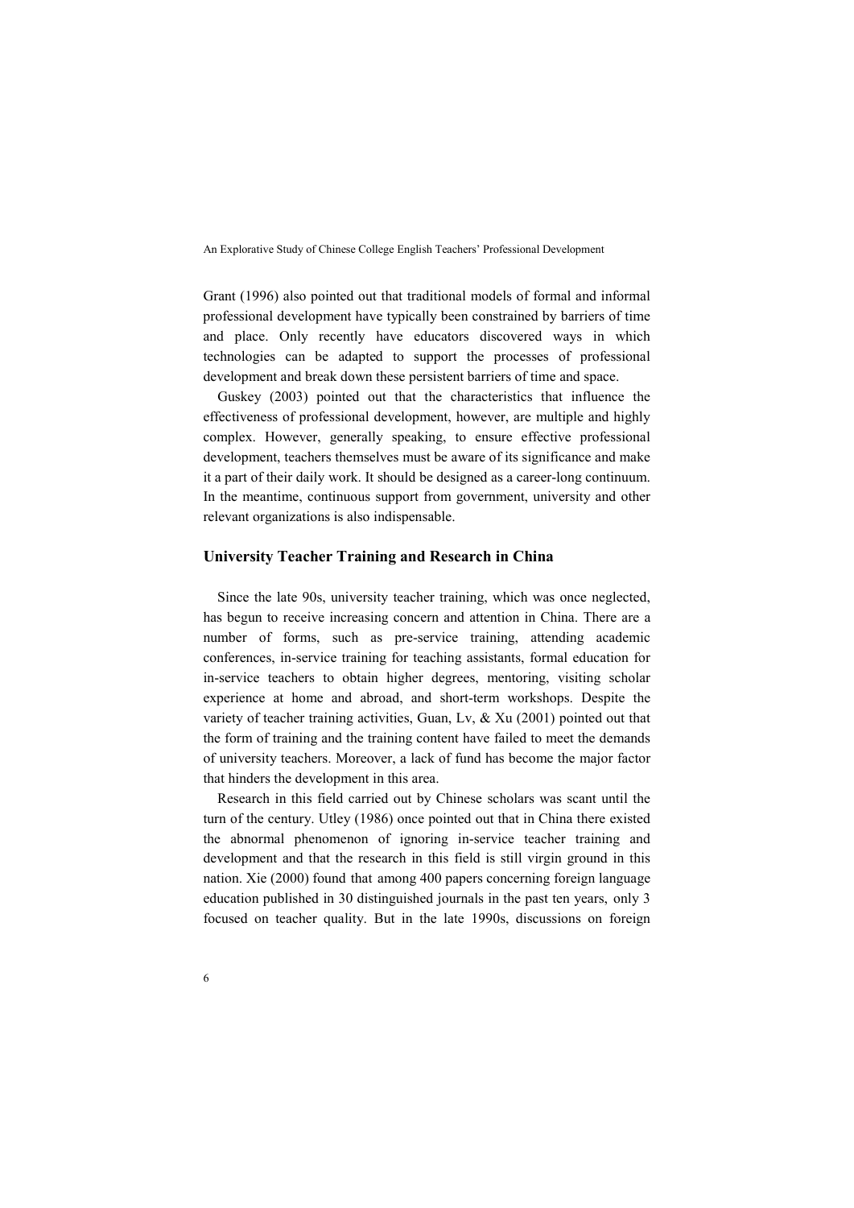Grant (1996) also pointed out that traditional models of formal and informal professional development have typically been constrained by barriers of time and place. Only recently have educators discovered ways in which technologies can be adapted to support the processes of professional development and break down these persistent barriers of time and space.

Guskey (2003) pointed out that the characteristics that influence the effectiveness of professional development, however, are multiple and highly complex. However, generally speaking, to ensure effective professional development, teachers themselves must be aware of its significance and make it a part of their daily work. It should be designed as a career-long continuum. In the meantime, continuous support from government, university and other relevant organizations is also indispensable.

## University Teacher Training and Research in China

Since the late 90s, university teacher training, which was once neglected, has begun to receive increasing concern and attention in China. There are a number of forms, such as pre-service training, attending academic conferences, in-service training for teaching assistants, formal education for in-service teachers to obtain higher degrees, mentoring, visiting scholar experience at home and abroad, and short-term workshops. Despite the variety of teacher training activities, Guan, Lv, & Xu (2001) pointed out that the form of training and the training content have failed to meet the demands of university teachers. Moreover, a lack of fund has become the major factor that hinders the development in this area.

Research in this field carried out by Chinese scholars was scant until the turn of the century. Utley (1986) once pointed out that in China there existed the abnormal phenomenon of ignoring in-service teacher training and development and that the research in this field is still virgin ground in this nation. Xie (2000) found that among 400 papers concerning foreign language education published in 30 distinguished journals in the past ten years, only 3 focused on teacher quality. But in the late 1990s, discussions on foreign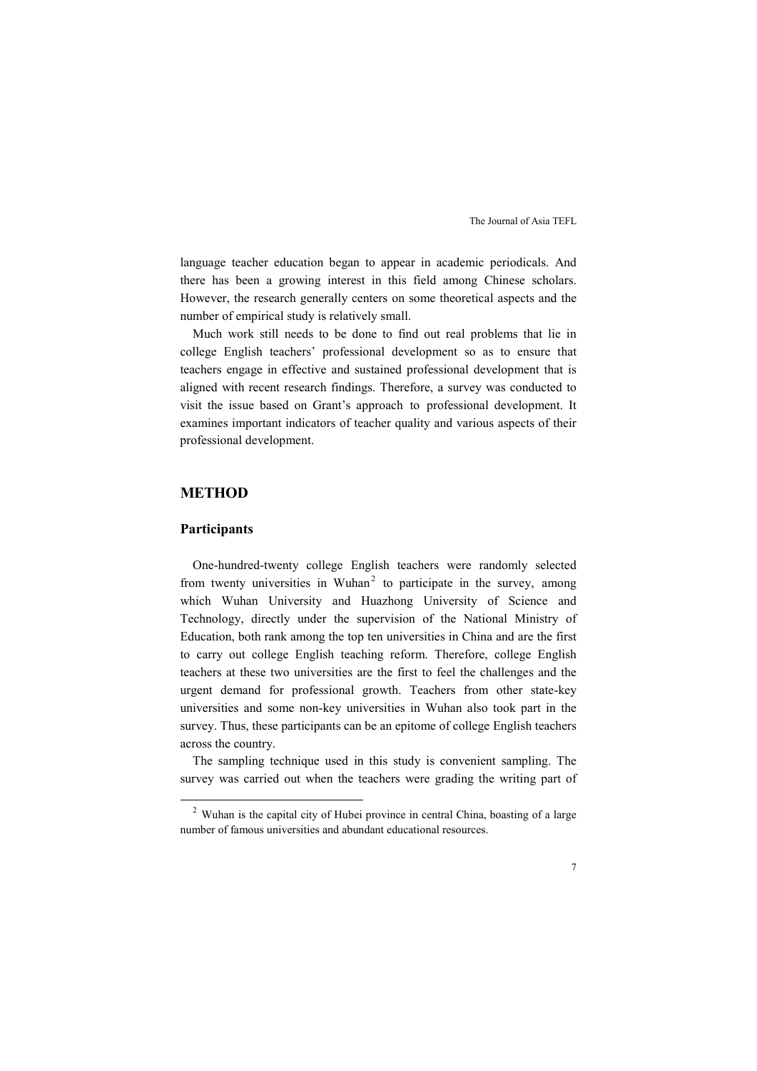language teacher education began to appear in academic periodicals. And there has been a growing interest in this field among Chinese scholars. However, the research generally centers on some theoretical aspects and the number of empirical study is relatively small.

Much work still needs to be done to find out real problems that lie in college English teachers' professional development so as to ensure that teachers engage in effective and sustained professional development that is aligned with recent research findings. Therefore, a survey was conducted to visit the issue based on Grant's approach to professional development. It examines important indicators of teacher quality and various aspects of their professional development.

## METHOD

### Participants

One-hundred-twenty college English teachers were randomly selected from twenty universities in Wuhan[2] to participate in the survey, among which Wuhan University and Huazhong University of Science and Technology, directly under the supervision of the National Ministry of Education, both rank among the top ten universities in China and are the first to carry out college English teaching reform. Therefore, college English teachers at these two universities are the first to feel the challenges and the urgent demand for professional growth. Teachers from other state-key universities and some non-key universities in Wuhan also took part in the survey. Thus, these participants can be an epitome of college English teachers across the country.

The sampling technique used in this study is convenient sampling. The survey was carried out when the teachers were grading the writing part of

[2] Wuhan is the capital city of Hubei province in central China, boasting of a large number of famous universities and abundant educational resources.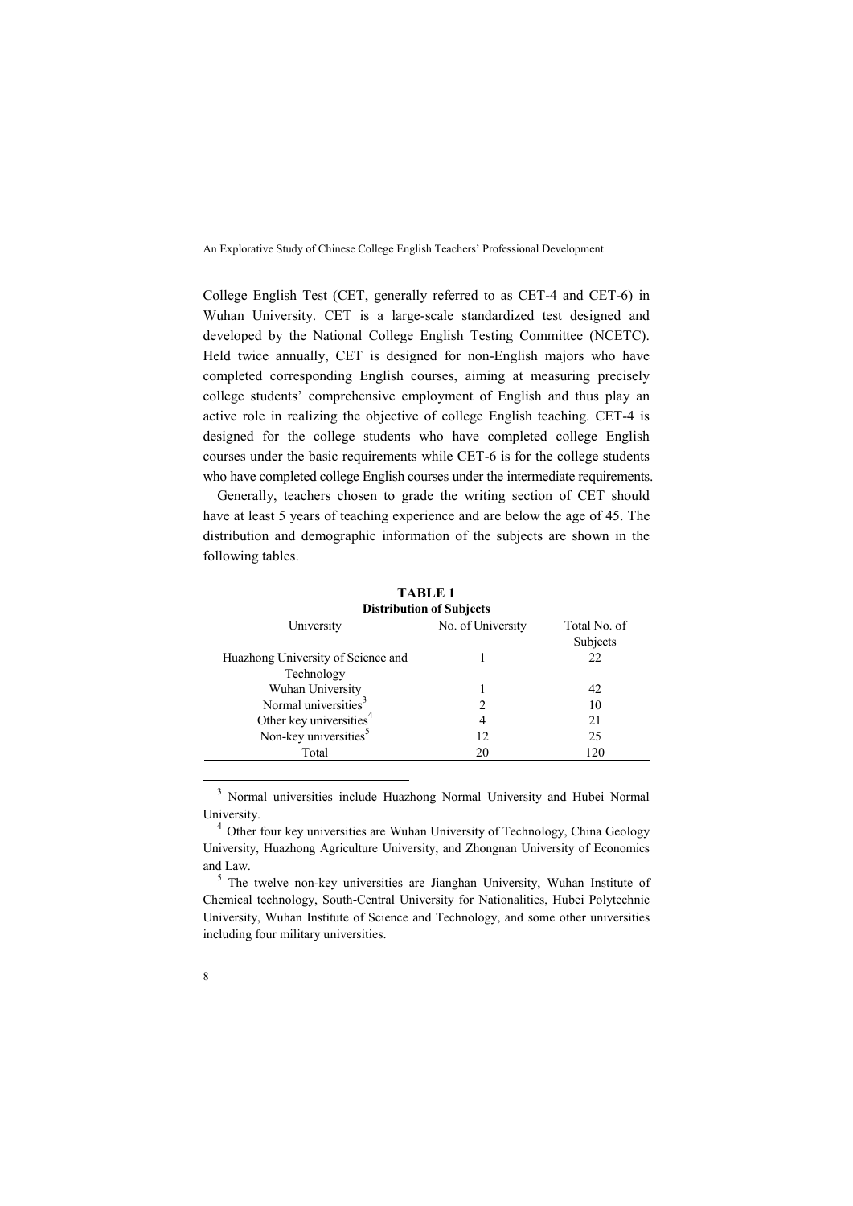College English Test (CET, generally referred to as CET-4 and CET-6) in Wuhan University. CET is a large-scale standardized test designed and developed by the National College English Testing Committee (NCETC). Held twice annually, CET is designed for non-English majors who have completed corresponding English courses, aiming at measuring precisely college students' comprehensive employment of English and thus play an active role in realizing the objective of college English teaching. CET-4 is designed for the college students who have completed college English courses under the basic requirements while CET-6 is for the college students who have completed college English courses under the intermediate requirements.

Generally, teachers chosen to grade the writing section of CET should have at least 5 years of teaching experience and are below the age of 45. The distribution and demographic information of the subjects are shown in the following tables.

**TABLE 1**
**Distribution of Subjects**

| University | No. of University | Total No. of Subjects |
|---|---|---|
| Huazhong University of Science and Technology | 1 | 22 |
| Wuhan University | 1 | 42 |
| Normal universities[3] | 2 | 10 |
| Other key universities[4] | 4 | 21 |
| Non-key universities[5] | 12 | 25 |
| Total | 20 | 120 |

[3] Normal universities include Huazhong Normal University and Hubei Normal University.

[4] Other four key universities are Wuhan University of Technology, China Geology University, Huazhong Agriculture University, and Zhongnan University of Economics and Law.

[5] The twelve non-key universities are Jianghan University, Wuhan Institute of Chemical technology, South-Central University for Nationalities, Hubei Polytechnic University, Wuhan Institute of Science and Technology, and some other universities including four military universities.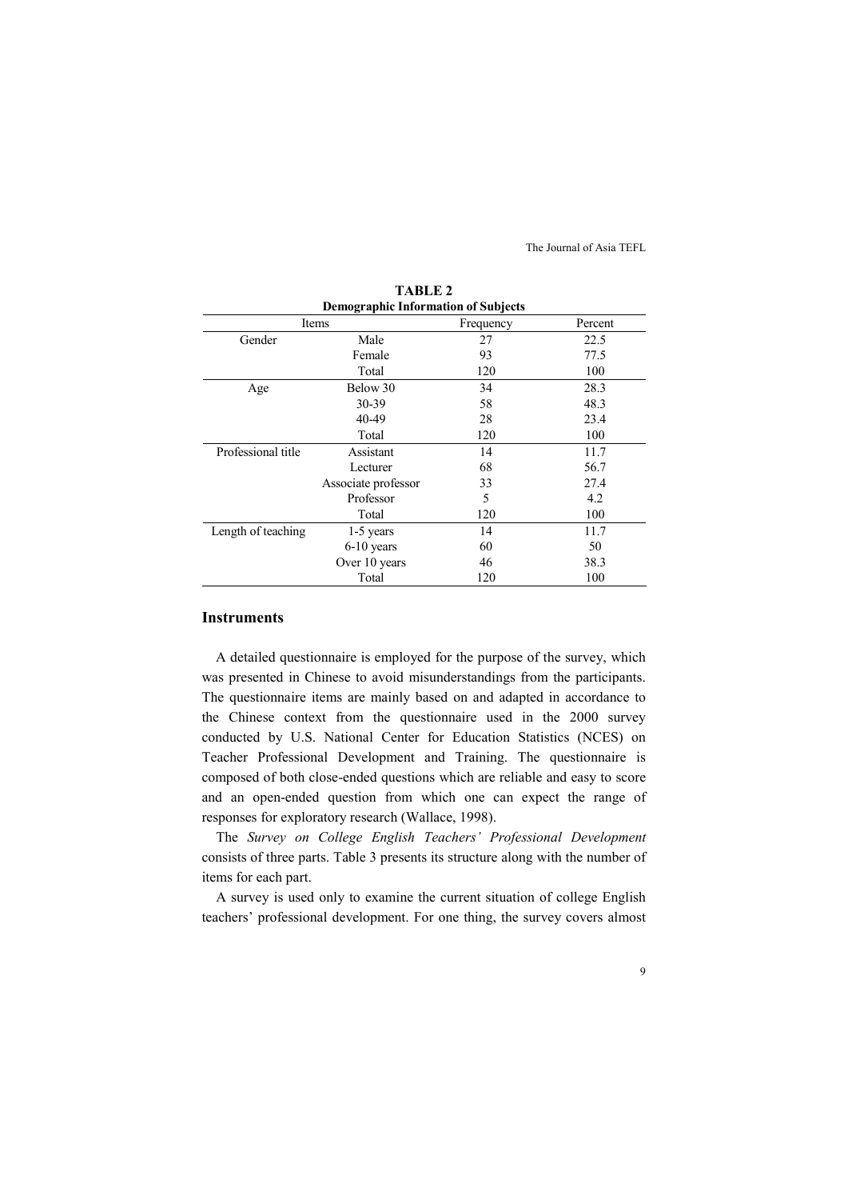**TABLE 2**
**Demographic Information of Subjects**

| Items | | Frequency | Percent |
|---|---|---|---|
| Gender | Male | 27 | 22.5 |
| | Female | 93 | 77.5 |
| | Total | 120 | 100 |
| Age | Below 30 | 34 | 28.3 |
| | 30-39 | 58 | 48.3 |
| | 40-49 | 28 | 23.4 |
| | Total | 120 | 100 |
| Professional title | Assistant | 14 | 11.7 |
| | Lecturer | 68 | 56.7 |
| | Associate professor | 33 | 27.4 |
| | Professor | 5 | 4.2 |
| | Total | 120 | 100 |
| Length of teaching | 1-5 years | 14 | 11.7 |
| | 6-10 years | 60 | 50 |
| | Over 10 years | 46 | 38.3 |
| | Total | 120 | 100 |

## Instruments

A detailed questionnaire is employed for the purpose of the survey, which was presented in Chinese to avoid misunderstandings from the participants. The questionnaire items are mainly based on and adapted in accordance to the Chinese context from the questionnaire used in the 2000 survey conducted by U.S. National Center for Education Statistics (NCES) on Teacher Professional Development and Training. The questionnaire is composed of both close-ended questions which are reliable and easy to score and an open-ended question from which one can expect the range of responses for exploratory research (Wallace, 1998).

The *Survey on College English Teachers' Professional Development* consists of three parts. Table 3 presents its structure along with the number of items for each part.

A survey is used only to examine the current situation of college English teachers' professional development. For one thing, the survey covers almost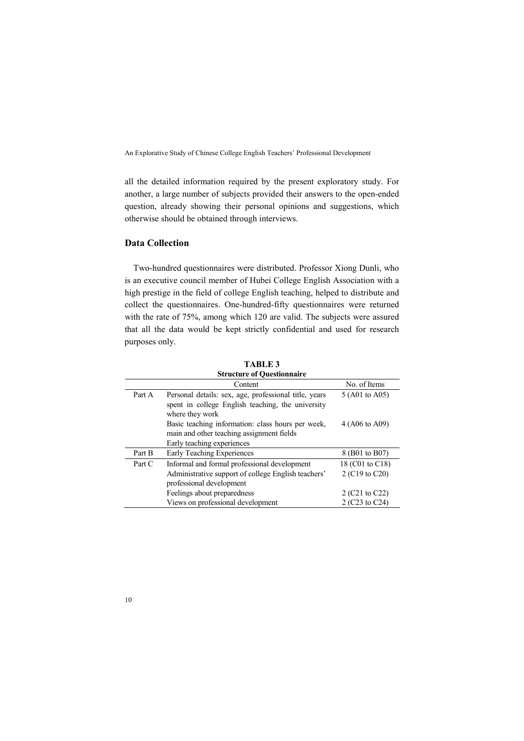all the detailed information required by the present exploratory study. For another, a large number of subjects provided their answers to the open-ended question, already showing their personal opinions and suggestions, which otherwise should be obtained through interviews.

## Data Collection

Two-hundred questionnaires were distributed. Professor Xiong Dunli, who is an executive council member of Hubei College English Association with a high prestige in the field of college English teaching, helped to distribute and collect the questionnaires. One-hundred-fifty questionnaires were returned with the rate of 75%, among which 120 are valid. The subjects were assured that all the data would be kept strictly confidential and used for research purposes only.

**TABLE 3**
**Structure of Questionnaire**

| | Content | No. of Items |
|---|---|---|
| Part A | Personal details: sex, age, professional title, years spent in college English teaching, the university where they work | 5 (A01 to A05) |
| | Basic teaching information: class hours per week, main and other teaching assignment fields | 4 (A06 to A09) |
| | Early teaching experiences | |
| Part B | Early Teaching Experiences | 8 (B01 to B07) |
| Part C | Informal and formal professional development | 18 (C01 to C18) |
| | Administrative support of college English teachers' professional development | 2 (C19 to C20) |
| | Feelings about preparedness | 2 (C21 to C22) |
| | Views on professional development | 2 (C23 to C24) |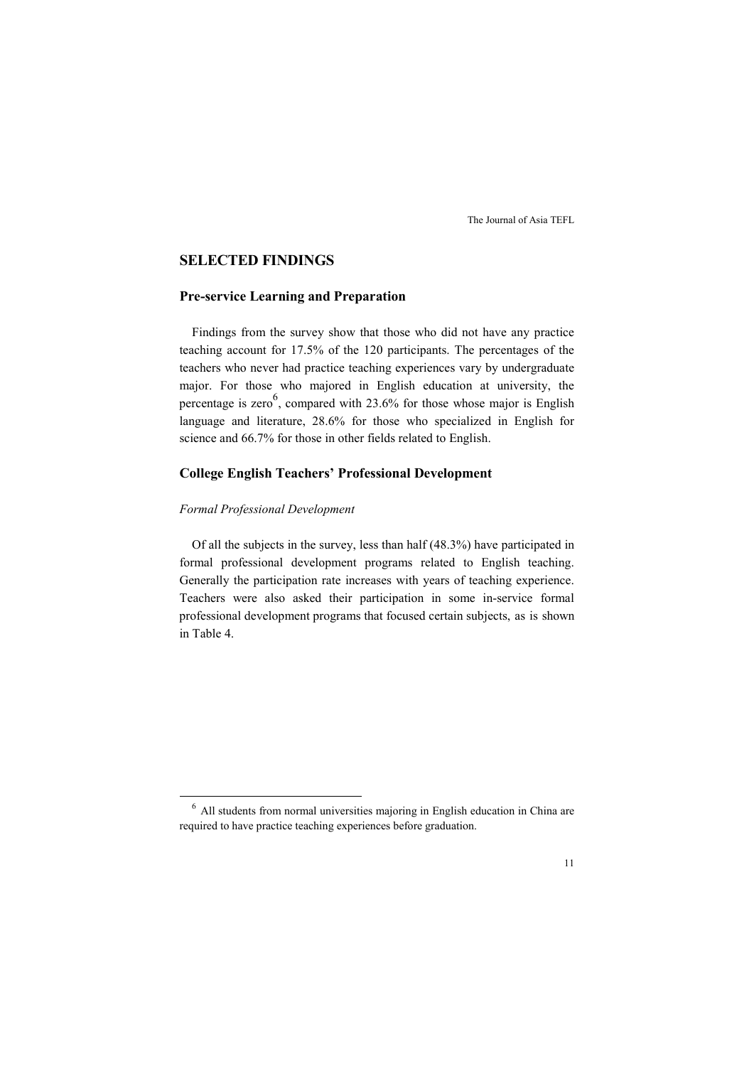## SELECTED FINDINGS

### Pre-service Learning and Preparation

Findings from the survey show that those who did not have any practice teaching account for 17.5% of the 120 participants. The percentages of the teachers who never had practice teaching experiences vary by undergraduate major. For those who majored in English education at university, the percentage is zero[6], compared with 23.6% for those whose major is English language and literature, 28.6% for those who specialized in English for science and 66.7% for those in other fields related to English.

### College English Teachers' Professional Development

*Formal Professional Development*

Of all the subjects in the survey, less than half (48.3%) have participated in formal professional development programs related to English teaching. Generally the participation rate increases with years of teaching experience. Teachers were also asked their participation in some in-service formal professional development programs that focused certain subjects, as is shown in Table 4.

---

[6] All students from normal universities majoring in English education in China are required to have practice teaching experiences before graduation.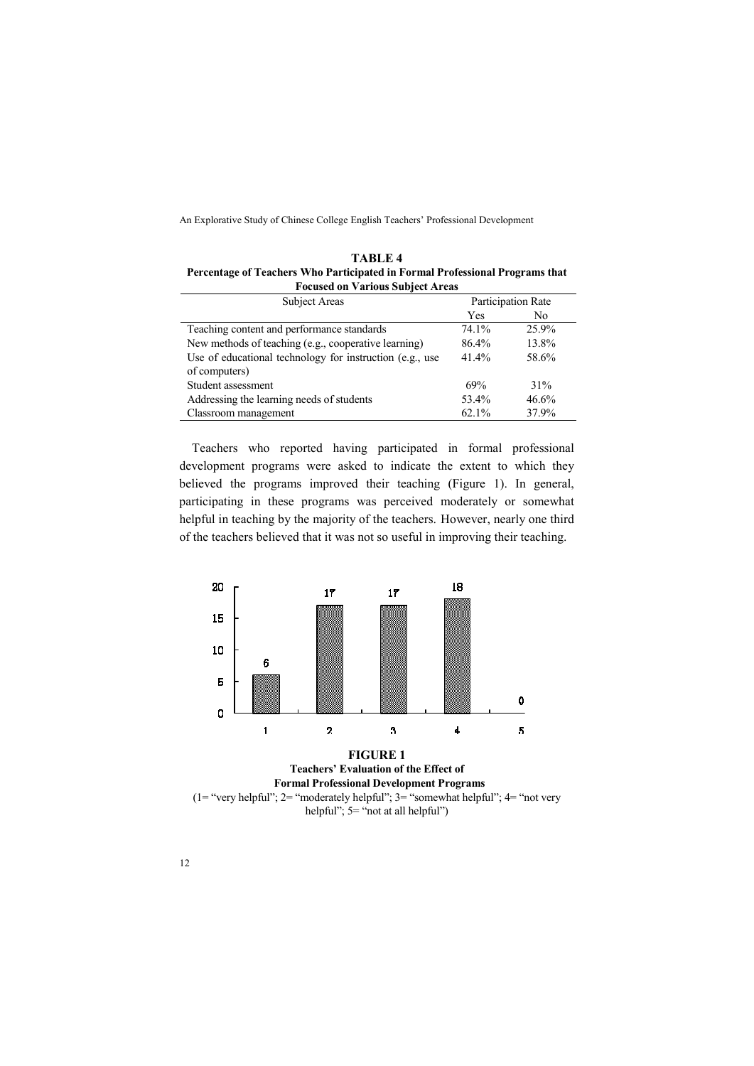**TABLE 4**
**Percentage of Teachers Who Participated in Formal Professional Programs that Focused on Various Subject Areas**

| Subject Areas | Participation Rate | |
|---|---|---|
| | Yes | No |
| Teaching content and performance standards | 74.1% | 25.9% |
| New methods of teaching (e.g., cooperative learning) | 86.4% | 13.8% |
| Use of educational technology for instruction (e.g., use of computers) | 41.4% | 58.6% |
| Student assessment | 69% | 31% |
| Addressing the learning needs of students | 53.4% | 46.6% |
| Classroom management | 62.1% | 37.9% |

Teachers who reported having participated in formal professional development programs were asked to indicate the extent to which they believed the programs improved their teaching (Figure 1). In general, participating in these programs was perceived moderately or somewhat helpful in teaching by the majority of the teachers. However, nearly one third of the teachers believed that it was not so useful in improving their teaching.

**FIGURE 1**
**Teachers' Evaluation of the Effect of Formal Professional Development Programs**
(1= "very helpful"; 2= "moderately helpful"; 3= "somewhat helpful"; 4= "not very helpful"; 5= "not at all helpful")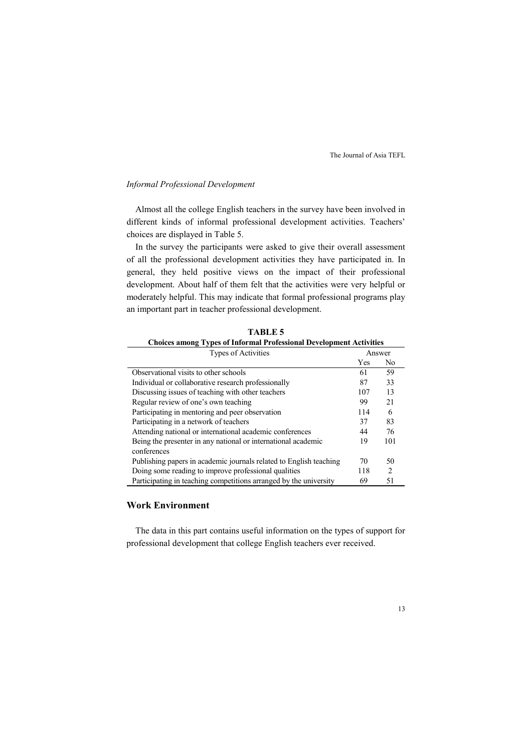*Informal Professional Development*

Almost all the college English teachers in the survey have been involved in different kinds of informal professional development activities. Teachers' choices are displayed in Table 5.

In the survey the participants were asked to give their overall assessment of all the professional development activities they have participated in. In general, they held positive views on the impact of their professional development. About half of them felt that the activities were very helpful or moderately helpful. This may indicate that formal professional programs play an important part in teacher professional development.

**TABLE 5**
**Choices among Types of Informal Professional Development Activities**

| Types of Activities | Answer | |
|---|---|---|
| | Yes | No |
| Observational visits to other schools | 61 | 59 |
| Individual or collaborative research professionally | 87 | 33 |
| Discussing issues of teaching with other teachers | 107 | 13 |
| Regular review of one's own teaching | 99 | 21 |
| Participating in mentoring and peer observation | 114 | 6 |
| Participating in a network of teachers | 37 | 83 |
| Attending national or international academic conferences | 44 | 76 |
| Being the presenter in any national or international academic conferences | 19 | 101 |
| Publishing papers in academic journals related to English teaching | 70 | 50 |
| Doing some reading to improve professional qualities | 118 | 2 |
| Participating in teaching competitions arranged by the university | 69 | 51 |

## Work Environment

The data in this part contains useful information on the types of support for professional development that college English teachers ever received.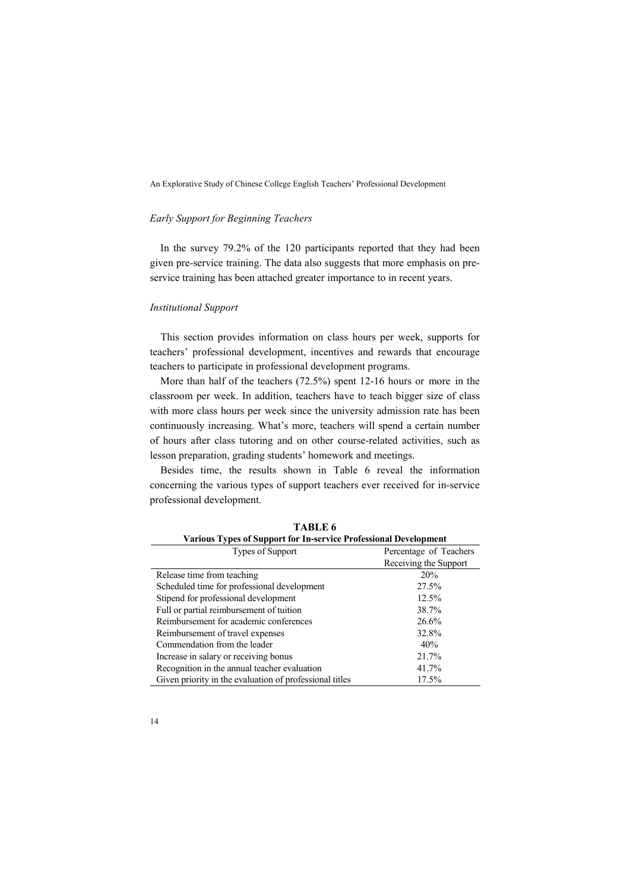*Early Support for Beginning Teachers*

In the survey 79.2% of the 120 participants reported that they had been given pre-service training. The data also suggests that more emphasis on pre-service training has been attached greater importance to in recent years.

*Institutional Support*

This section provides information on class hours per week, supports for teachers' professional development, incentives and rewards that encourage teachers to participate in professional development programs.

More than half of the teachers (72.5%) spent 12-16 hours or more in the classroom per week. In addition, teachers have to teach bigger size of class with more class hours per week since the university admission rate has been continuously increasing. What's more, teachers will spend a certain number of hours after class tutoring and on other course-related activities, such as lesson preparation, grading students' homework and meetings.

Besides time, the results shown in Table 6 reveal the information concerning the various types of support teachers ever received for in-service professional development.

**TABLE 6**
**Various Types of Support for In-service Professional Development**

| Types of Support | Percentage of Teachers Receiving the Support |
|---|---|
| Release time from teaching | 20% |
| Scheduled time for professional development | 27.5% |
| Stipend for professional development | 12.5% |
| Full or partial reimbursement of tuition | 38.7% |
| Reimbursement for academic conferences | 26.6% |
| Reimbursement of travel expenses | 32.8% |
| Commendation from the leader | 40% |
| Increase in salary or receiving bonus | 21.7% |
| Recognition in the annual teacher evaluation | 41.7% |
| Given priority in the evaluation of professional titles | 17.5% |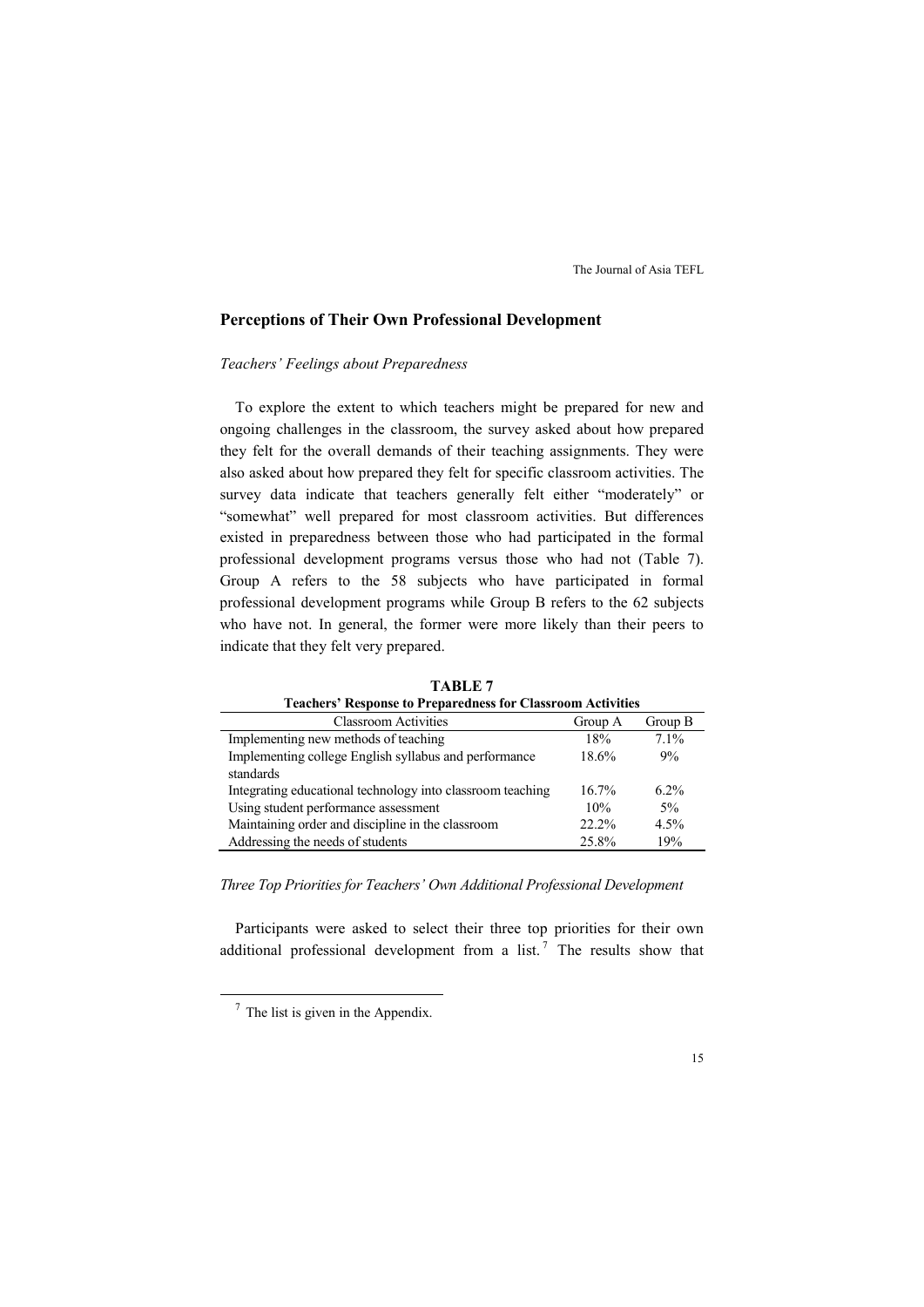## Perceptions of Their Own Professional Development

### *Teachers' Feelings about Preparedness*

To explore the extent to which teachers might be prepared for new and ongoing challenges in the classroom, the survey asked about how prepared they felt for the overall demands of their teaching assignments. They were also asked about how prepared they felt for specific classroom activities. The survey data indicate that teachers generally felt either "moderately" or "somewhat" well prepared for most classroom activities. But differences existed in preparedness between those who had participated in the formal professional development programs versus those who had not (Table 7). Group A refers to the 58 subjects who have participated in formal professional development programs while Group B refers to the 62 subjects who have not. In general, the former were more likely than their peers to indicate that they felt very prepared.

**TABLE 7**
**Teachers' Response to Preparedness for Classroom Activities**

| Classroom Activities | Group A | Group B |
|---|---|---|
| Implementing new methods of teaching | 18% | 7.1% |
| Implementing college English syllabus and performance standards | 18.6% | 9% |
| Integrating educational technology into classroom teaching | 16.7% | 6.2% |
| Using student performance assessment | 10% | 5% |
| Maintaining order and discipline in the classroom | 22.2% | 4.5% |
| Addressing the needs of students | 25.8% | 19% |

### *Three Top Priorities for Teachers' Own Additional Professional Development*

Participants were asked to select their three top priorities for their own additional professional development from a list.[7] The results show that

[7] The list is given in the Appendix.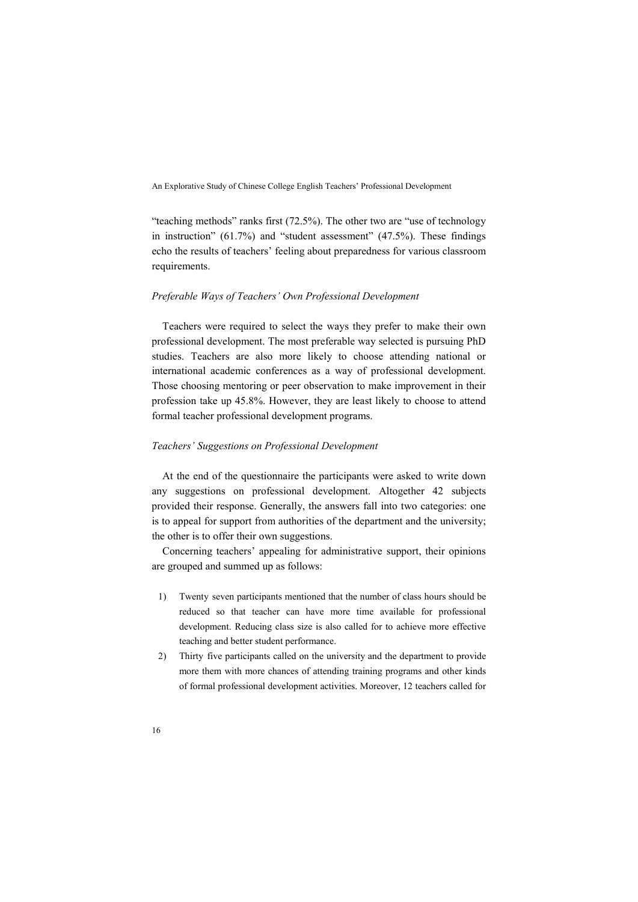"teaching methods" ranks first (72.5%). The other two are "use of technology in instruction" (61.7%) and "student assessment" (47.5%). These findings echo the results of teachers' feeling about preparedness for various classroom requirements.

### *Preferable Ways of Teachers' Own Professional Development*

Teachers were required to select the ways they prefer to make their own professional development. The most preferable way selected is pursuing PhD studies. Teachers are also more likely to choose attending national or international academic conferences as a way of professional development. Those choosing mentoring or peer observation to make improvement in their profession take up 45.8%. However, they are least likely to choose to attend formal teacher professional development programs.

### *Teachers' Suggestions on Professional Development*

At the end of the questionnaire the participants were asked to write down any suggestions on professional development. Altogether 42 subjects provided their response. Generally, the answers fall into two categories: one is to appeal for support from authorities of the department and the university; the other is to offer their own suggestions.

Concerning teachers' appealing for administrative support, their opinions are grouped and summed up as follows:

1) Twenty seven participants mentioned that the number of class hours should be reduced so that teacher can have more time available for professional development. Reducing class size is also called for to achieve more effective teaching and better student performance.
2) Thirty five participants called on the university and the department to provide more them with more chances of attending training programs and other kinds of formal professional development activities. Moreover, 12 teachers called for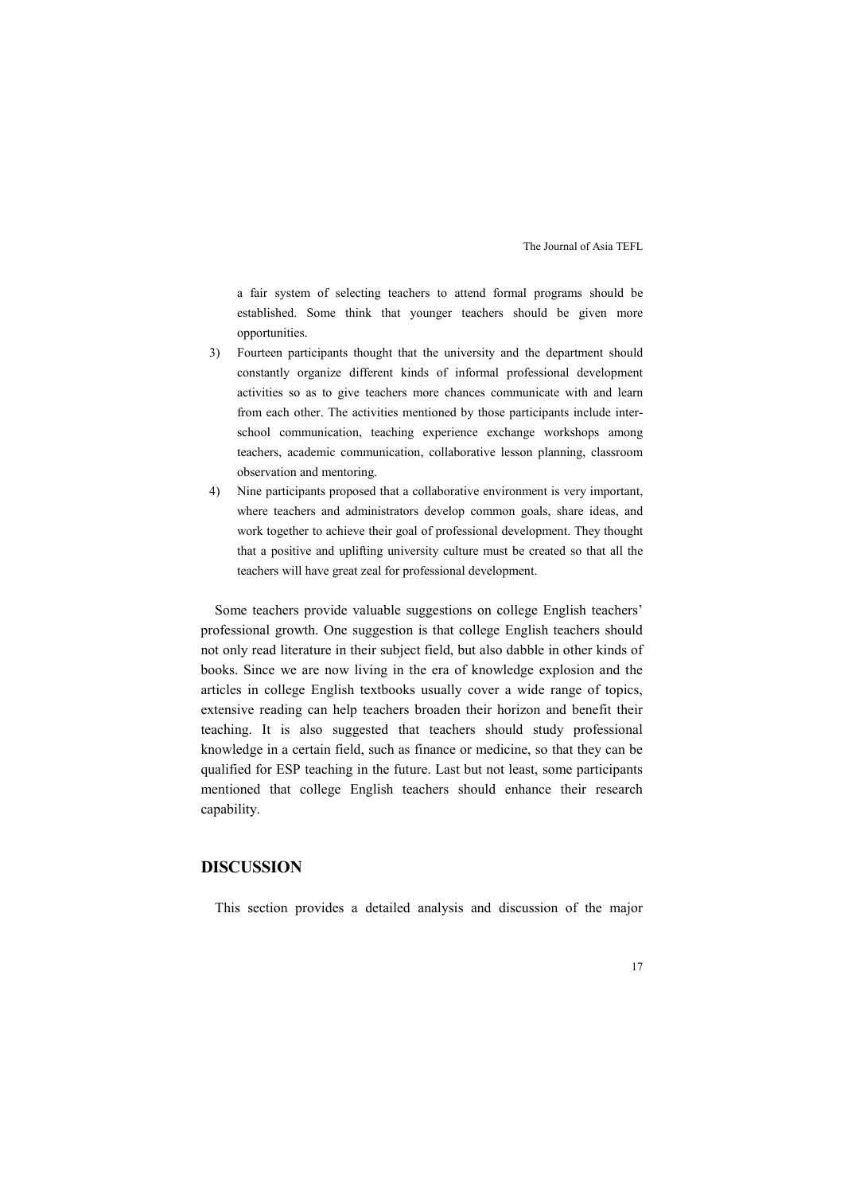a fair system of selecting teachers to attend formal programs should be established. Some think that younger teachers should be given more opportunities.

3) Fourteen participants thought that the university and the department should constantly organize different kinds of informal professional development activities so as to give teachers more chances communicate with and learn from each other. The activities mentioned by those participants include inter-school communication, teaching experience exchange workshops among teachers, academic communication, collaborative lesson planning, classroom observation and mentoring.
4) Nine participants proposed that a collaborative environment is very important, where teachers and administrators develop common goals, share ideas, and work together to achieve their goal of professional development. They thought that a positive and uplifting university culture must be created so that all the teachers will have great zeal for professional development.

Some teachers provide valuable suggestions on college English teachers' professional growth. One suggestion is that college English teachers should not only read literature in their subject field, but also dabble in other kinds of books. Since we are now living in the era of knowledge explosion and the articles in college English textbooks usually cover a wide range of topics, extensive reading can help teachers broaden their horizon and benefit their teaching. It is also suggested that teachers should study professional knowledge in a certain field, such as finance or medicine, so that they can be qualified for ESP teaching in the future. Last but not least, some participants mentioned that college English teachers should enhance their research capability.

## DISCUSSION

This section provides a detailed analysis and discussion of the major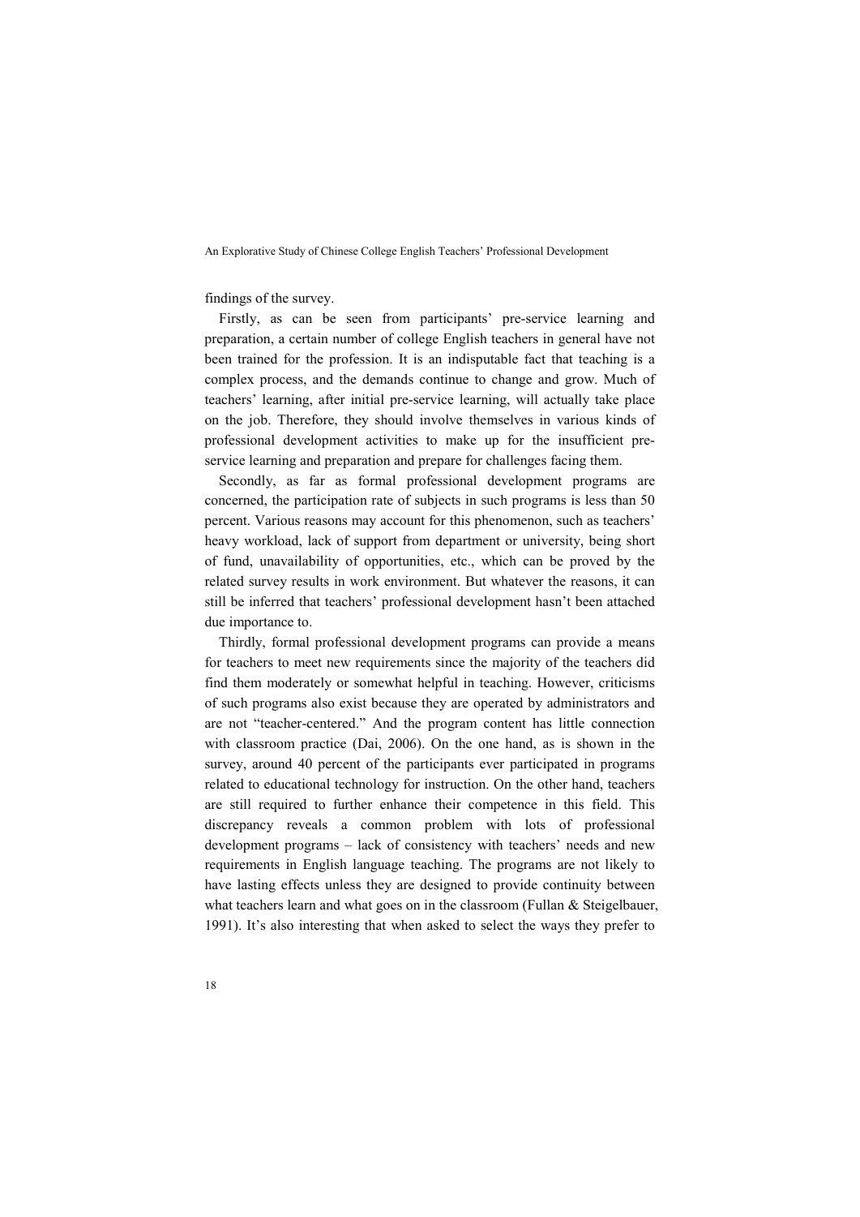findings of the survey.

Firstly, as can be seen from participants' pre-service learning and preparation, a certain number of college English teachers in general have not been trained for the profession. It is an indisputable fact that teaching is a complex process, and the demands continue to change and grow. Much of teachers' learning, after initial pre-service learning, will actually take place on the job. Therefore, they should involve themselves in various kinds of professional development activities to make up for the insufficient pre-service learning and preparation and prepare for challenges facing them.

Secondly, as far as formal professional development programs are concerned, the participation rate of subjects in such programs is less than 50 percent. Various reasons may account for this phenomenon, such as teachers' heavy workload, lack of support from department or university, being short of fund, unavailability of opportunities, etc., which can be proved by the related survey results in work environment. But whatever the reasons, it can still be inferred that teachers' professional development hasn't been attached due importance to.

Thirdly, formal professional development programs can provide a means for teachers to meet new requirements since the majority of the teachers did find them moderately or somewhat helpful in teaching. However, criticisms of such programs also exist because they are operated by administrators and are not "teacher-centered." And the program content has little connection with classroom practice (Dai, 2006). On the one hand, as is shown in the survey, around 40 percent of the participants ever participated in programs related to educational technology for instruction. On the other hand, teachers are still required to further enhance their competence in this field. This discrepancy reveals a common problem with lots of professional development programs – lack of consistency with teachers' needs and new requirements in English language teaching. The programs are not likely to have lasting effects unless they are designed to provide continuity between what teachers learn and what goes on in the classroom (Fullan & Steigelbauer, 1991). It's also interesting that when asked to select the ways they prefer to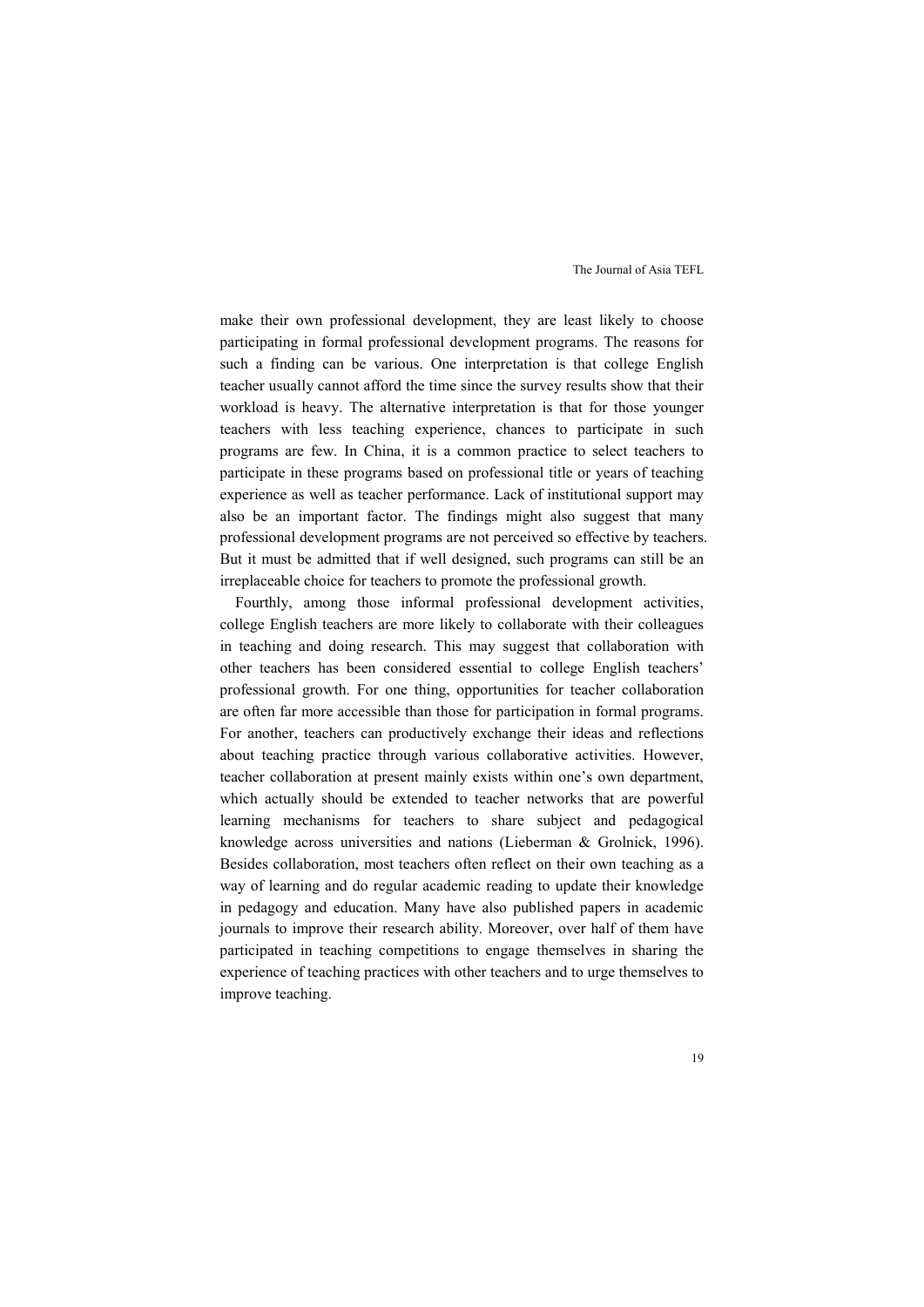make their own professional development, they are least likely to choose participating in formal professional development programs. The reasons for such a finding can be various. One interpretation is that college English teacher usually cannot afford the time since the survey results show that their workload is heavy. The alternative interpretation is that for those younger teachers with less teaching experience, chances to participate in such programs are few. In China, it is a common practice to select teachers to participate in these programs based on professional title or years of teaching experience as well as teacher performance. Lack of institutional support may also be an important factor. The findings might also suggest that many professional development programs are not perceived so effective by teachers. But it must be admitted that if well designed, such programs can still be an irreplaceable choice for teachers to promote the professional growth.

Fourthly, among those informal professional development activities, college English teachers are more likely to collaborate with their colleagues in teaching and doing research. This may suggest that collaboration with other teachers has been considered essential to college English teachers' professional growth. For one thing, opportunities for teacher collaboration are often far more accessible than those for participation in formal programs. For another, teachers can productively exchange their ideas and reflections about teaching practice through various collaborative activities. However, teacher collaboration at present mainly exists within one's own department, which actually should be extended to teacher networks that are powerful learning mechanisms for teachers to share subject and pedagogical knowledge across universities and nations (Lieberman & Grolnick, 1996). Besides collaboration, most teachers often reflect on their own teaching as a way of learning and do regular academic reading to update their knowledge in pedagogy and education. Many have also published papers in academic journals to improve their research ability. Moreover, over half of them have participated in teaching competitions to engage themselves in sharing the experience of teaching practices with other teachers and to urge themselves to improve teaching.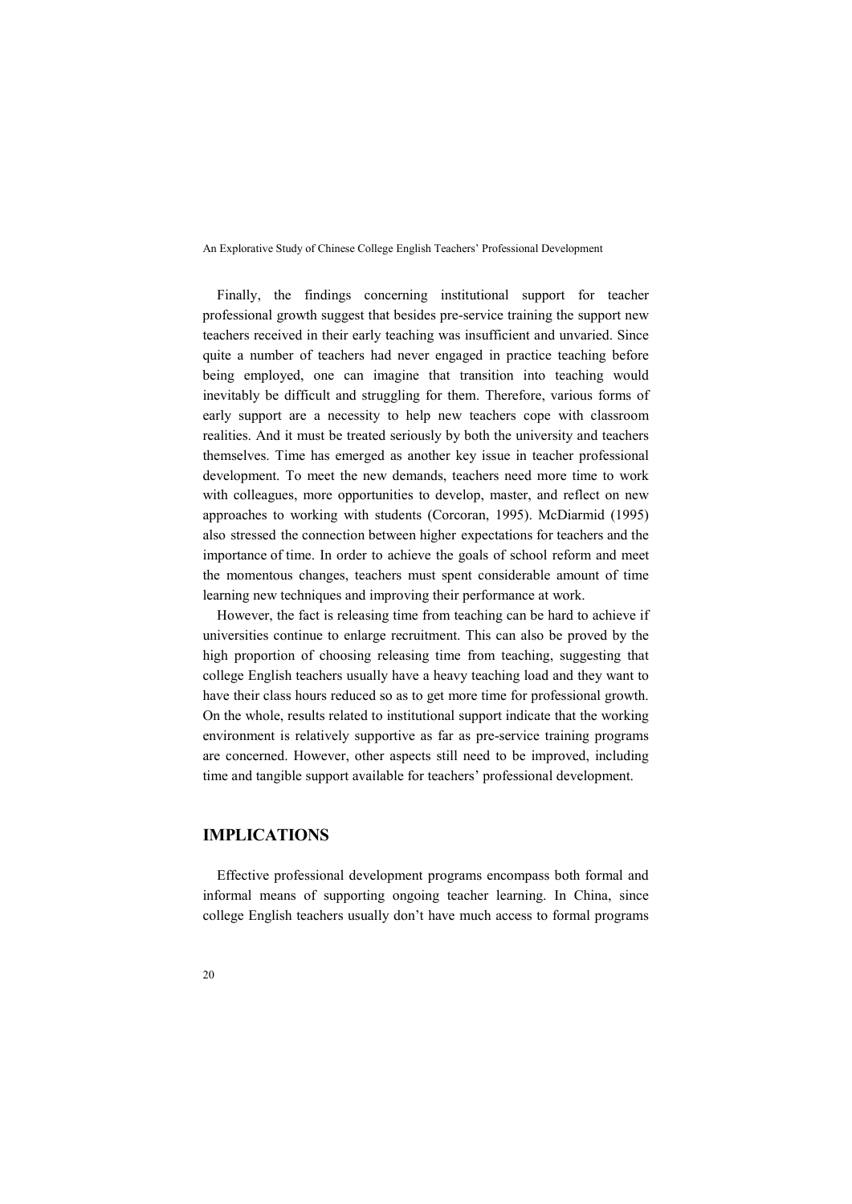Finally, the findings concerning institutional support for teacher professional growth suggest that besides pre-service training the support new teachers received in their early teaching was insufficient and unvaried. Since quite a number of teachers had never engaged in practice teaching before being employed, one can imagine that transition into teaching would inevitably be difficult and struggling for them. Therefore, various forms of early support are a necessity to help new teachers cope with classroom realities. And it must be treated seriously by both the university and teachers themselves. Time has emerged as another key issue in teacher professional development. To meet the new demands, teachers need more time to work with colleagues, more opportunities to develop, master, and reflect on new approaches to working with students (Corcoran, 1995). McDiarmid (1995) also stressed the connection between higher expectations for teachers and the importance of time. In order to achieve the goals of school reform and meet the momentous changes, teachers must spent considerable amount of time learning new techniques and improving their performance at work.

However, the fact is releasing time from teaching can be hard to achieve if universities continue to enlarge recruitment. This can also be proved by the high proportion of choosing releasing time from teaching, suggesting that college English teachers usually have a heavy teaching load and they want to have their class hours reduced so as to get more time for professional growth. On the whole, results related to institutional support indicate that the working environment is relatively supportive as far as pre-service training programs are concerned. However, other aspects still need to be improved, including time and tangible support available for teachers' professional development.

## IMPLICATIONS

Effective professional development programs encompass both formal and informal means of supporting ongoing teacher learning. In China, since college English teachers usually don't have much access to formal programs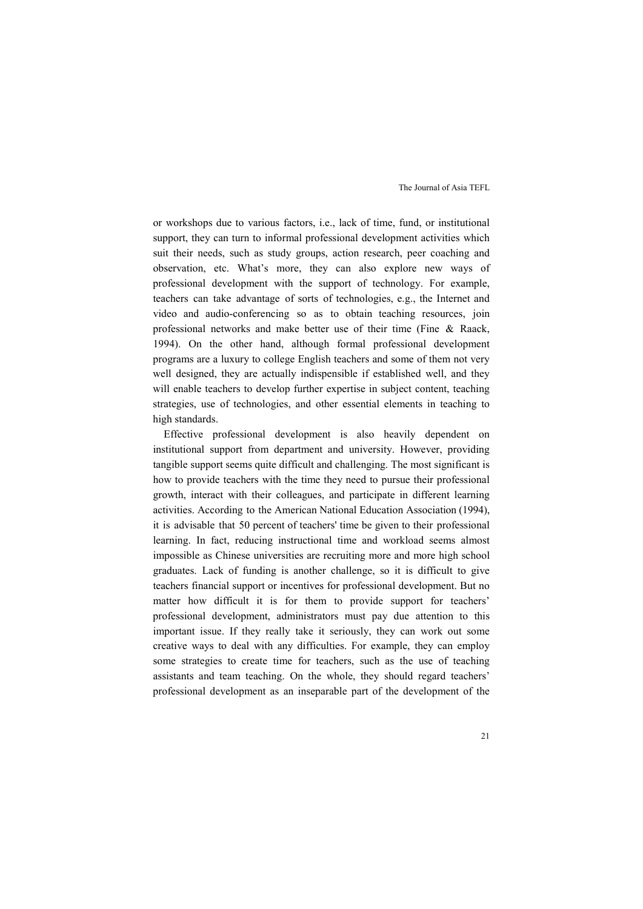or workshops due to various factors, i.e., lack of time, fund, or institutional support, they can turn to informal professional development activities which suit their needs, such as study groups, action research, peer coaching and observation, etc. What's more, they can also explore new ways of professional development with the support of technology. For example, teachers can take advantage of sorts of technologies, e.g., the Internet and video and audio-conferencing so as to obtain teaching resources, join professional networks and make better use of their time (Fine & Raack, 1994). On the other hand, although formal professional development programs are a luxury to college English teachers and some of them not very well designed, they are actually indispensible if established well, and they will enable teachers to develop further expertise in subject content, teaching strategies, use of technologies, and other essential elements in teaching to high standards.

Effective professional development is also heavily dependent on institutional support from department and university. However, providing tangible support seems quite difficult and challenging. The most significant is how to provide teachers with the time they need to pursue their professional growth, interact with their colleagues, and participate in different learning activities. According to the American National Education Association (1994), it is advisable that 50 percent of teachers' time be given to their professional learning. In fact, reducing instructional time and workload seems almost impossible as Chinese universities are recruiting more and more high school graduates. Lack of funding is another challenge, so it is difficult to give teachers financial support or incentives for professional development. But no matter how difficult it is for them to provide support for teachers' professional development, administrators must pay due attention to this important issue. If they really take it seriously, they can work out some creative ways to deal with any difficulties. For example, they can employ some strategies to create time for teachers, such as the use of teaching assistants and team teaching. On the whole, they should regard teachers' professional development as an inseparable part of the development of the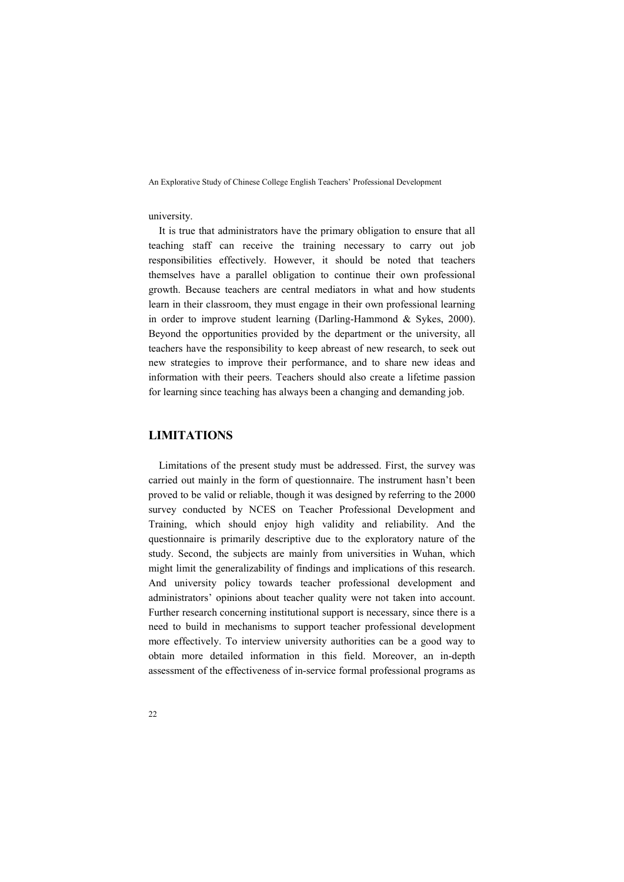university.

It is true that administrators have the primary obligation to ensure that all teaching staff can receive the training necessary to carry out job responsibilities effectively. However, it should be noted that teachers themselves have a parallel obligation to continue their own professional growth. Because teachers are central mediators in what and how students learn in their classroom, they must engage in their own professional learning in order to improve student learning (Darling-Hammond & Sykes, 2000). Beyond the opportunities provided by the department or the university, all teachers have the responsibility to keep abreast of new research, to seek out new strategies to improve their performance, and to share new ideas and information with their peers. Teachers should also create a lifetime passion for learning since teaching has always been a changing and demanding job.

## LIMITATIONS

Limitations of the present study must be addressed. First, the survey was carried out mainly in the form of questionnaire. The instrument hasn't been proved to be valid or reliable, though it was designed by referring to the 2000 survey conducted by NCES on Teacher Professional Development and Training, which should enjoy high validity and reliability. And the questionnaire is primarily descriptive due to the exploratory nature of the study. Second, the subjects are mainly from universities in Wuhan, which might limit the generalizability of findings and implications of this research. And university policy towards teacher professional development and administrators' opinions about teacher quality were not taken into account. Further research concerning institutional support is necessary, since there is a need to build in mechanisms to support teacher professional development more effectively. To interview university authorities can be a good way to obtain more detailed information in this field. Moreover, an in-depth assessment of the effectiveness of in-service formal professional programs as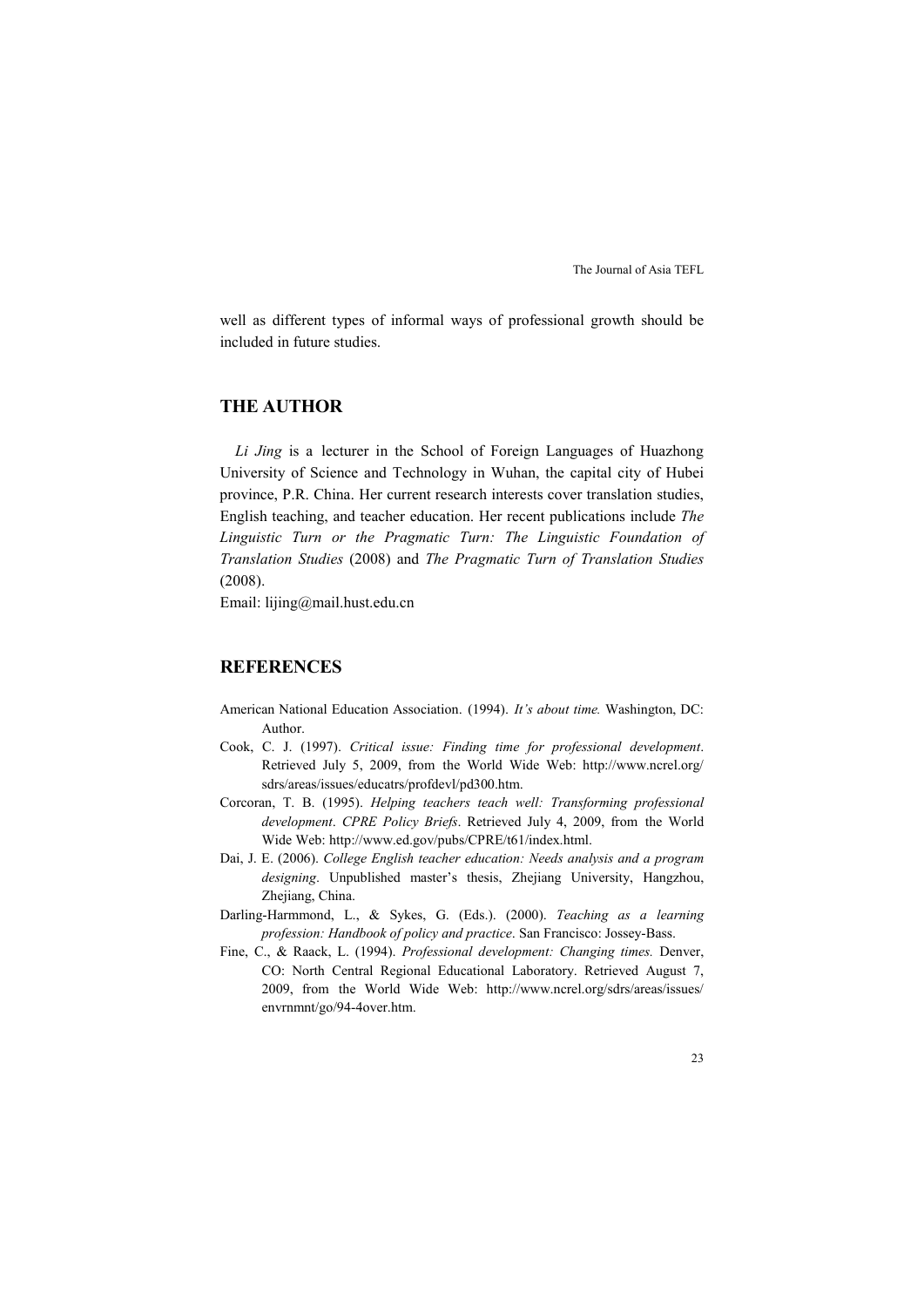well as different types of informal ways of professional growth should be included in future studies.

## THE AUTHOR

*Li Jing* is a lecturer in the School of Foreign Languages of Huazhong University of Science and Technology in Wuhan, the capital city of Hubei province, P.R. China. Her current research interests cover translation studies, English teaching, and teacher education. Her recent publications include *The Linguistic Turn or the Pragmatic Turn: The Linguistic Foundation of Translation Studies* (2008) and *The Pragmatic Turn of Translation Studies* (2008).

Email: lijing@mail.hust.edu.cn

## REFERENCES

American National Education Association. (1994). *It's about time.* Washington, DC: Author.

Cook, C. J. (1997). *Critical issue: Finding time for professional development*. Retrieved July 5, 2009, from the World Wide Web: http://www.ncrel.org/sdrs/areas/issues/educatrs/profdevl/pd300.htm.

Corcoran, T. B. (1995). *Helping teachers teach well: Transforming professional development*. *CPRE Policy Briefs*. Retrieved July 4, 2009, from the World Wide Web: http://www.ed.gov/pubs/CPRE/t61/index.html.

Dai, J. E. (2006). *College English teacher education: Needs analysis and a program designing*. Unpublished master's thesis, Zhejiang University, Hangzhou, Zhejiang, China.

Darling-Harmmond, L., & Sykes, G. (Eds.). (2000). *Teaching as a learning profession: Handbook of policy and practice*. San Francisco: Jossey-Bass.

Fine, C., & Raack, L. (1994). *Professional development: Changing times.* Denver, CO: North Central Regional Educational Laboratory. Retrieved August 7, 2009, from the World Wide Web: http://www.ncrel.org/sdrs/areas/issues/envrnmnt/go/94-4over.htm.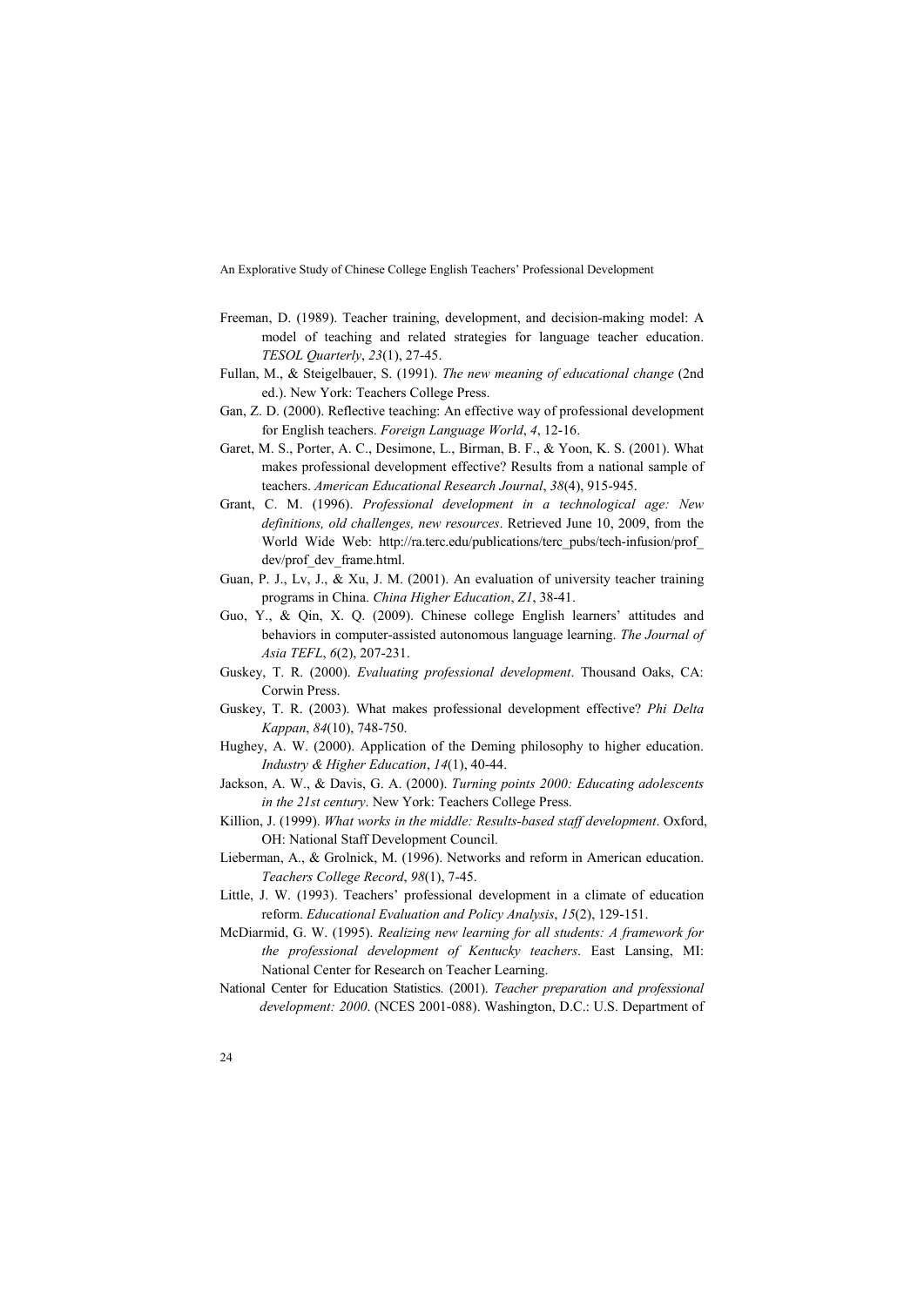Freeman, D. (1989). Teacher training, development, and decision-making model: A model of teaching and related strategies for language teacher education. *TESOL Quarterly*, *23*(1), 27-45.

Fullan, M., & Steigelbauer, S. (1991). *The new meaning of educational change* (2nd ed.). New York: Teachers College Press.

Gan, Z. D. (2000). Reflective teaching: An effective way of professional development for English teachers. *Foreign Language World*, *4*, 12-16.

Garet, M. S., Porter, A. C., Desimone, L., Birman, B. F., & Yoon, K. S. (2001). What makes professional development effective? Results from a national sample of teachers. *American Educational Research Journal*, *38*(4), 915-945.

Grant, C. M. (1996). *Professional development in a technological age: New definitions, old challenges, new resources*. Retrieved June 10, 2009, from the World Wide Web: http://ra.terc.edu/publications/terc_pubs/tech-infusion/prof_dev/prof_dev_frame.html.

Guan, P. J., Lv, J., & Xu, J. M. (2001). An evaluation of university teacher training programs in China. *China Higher Education*, *Z1*, 38-41.

Guo, Y., & Qin, X. Q. (2009). Chinese college English learners' attitudes and behaviors in computer-assisted autonomous language learning. *The Journal of Asia TEFL*, *6*(2), 207-231.

Guskey, T. R. (2000). *Evaluating professional development*. Thousand Oaks, CA: Corwin Press.

Guskey, T. R. (2003). What makes professional development effective? *Phi Delta Kappan*, *84*(10), 748-750.

Hughey, A. W. (2000). Application of the Deming philosophy to higher education. *Industry & Higher Education*, *14*(1), 40-44.

Jackson, A. W., & Davis, G. A. (2000). *Turning points 2000: Educating adolescents in the 21st century*. New York: Teachers College Press.

Killion, J. (1999). *What works in the middle: Results-based staff development*. Oxford, OH: National Staff Development Council.

Lieberman, A., & Grolnick, M. (1996). Networks and reform in American education. *Teachers College Record*, *98*(1), 7-45.

Little, J. W. (1993). Teachers' professional development in a climate of education reform. *Educational Evaluation and Policy Analysis*, *15*(2), 129-151.

McDiarmid, G. W. (1995). *Realizing new learning for all students: A framework for the professional development of Kentucky teachers*. East Lansing, MI: National Center for Research on Teacher Learning.

National Center for Education Statistics. (2001). *Teacher preparation and professional development: 2000*. (NCES 2001-088). Washington, D.C.: U.S. Department of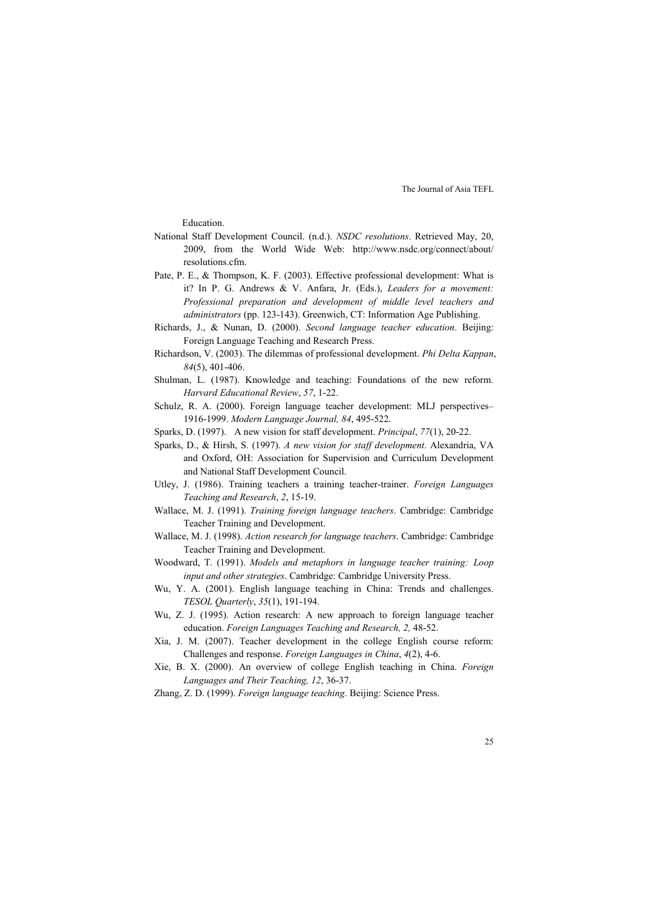Education.

National Staff Development Council. (n.d.). *NSDC resolutions*. Retrieved May, 20, 2009, from the World Wide Web: http://www.nsdc.org/connect/about/resolutions.cfm.

Pate, P. E., & Thompson, K. F. (2003). Effective professional development: What is it? In P. G. Andrews & V. Anfara, Jr. (Eds.), *Leaders for a movement: Professional preparation and development of middle level teachers and administrators* (pp. 123-143). Greenwich, CT: Information Age Publishing.

Richards, J., & Nunan, D. (2000). *Second language teacher education*. Beijing: Foreign Language Teaching and Research Press.

Richardson, V. (2003). The dilemmas of professional development. *Phi Delta Kappan*, *84*(5), 401-406.

Shulman, L. (1987). Knowledge and teaching: Foundations of the new reform. *Harvard Educational Review*, *57*, 1-22.

Schulz, R. A. (2000). Foreign language teacher development: MLJ perspectives– 1916-1999. *Modern Language Journal, 84*, 495-522.

Sparks, D. (1997). A new vision for staff development. *Principal*, *77*(1), 20-22.

Sparks, D., & Hirsh, S. (1997). *A new vision for staff development*. Alexandria, VA and Oxford, OH: Association for Supervision and Curriculum Development and National Staff Development Council.

Utley, J. (1986). Training teachers a training teacher-trainer. *Foreign Languages Teaching and Research*, *2*, 15-19.

Wallace, M. J. (1991). *Training foreign language teachers*. Cambridge: Cambridge Teacher Training and Development.

Wallace, M. J. (1998). *Action research for language teachers*. Cambridge: Cambridge Teacher Training and Development.

Woodward, T. (1991). *Models and metaphors in language teacher training: Loop input and other strategies*. Cambridge: Cambridge University Press.

Wu, Y. A. (2001). English language teaching in China: Trends and challenges. *TESOL Quarterly*, *35*(1), 191-194.

Wu, Z. J. (1995). Action research: A new approach to foreign language teacher education. *Foreign Languages Teaching and Research, 2,* 48-52.

Xia, J. M. (2007). Teacher development in the college English course reform: Challenges and response. *Foreign Languages in China*, *4*(2), 4-6.

Xie, B. X. (2000). An overview of college English teaching in China. *Foreign Languages and Their Teaching, 12*, 36-37.

Zhang, Z. D. (1999). *Foreign language teaching*. Beijing: Science Press.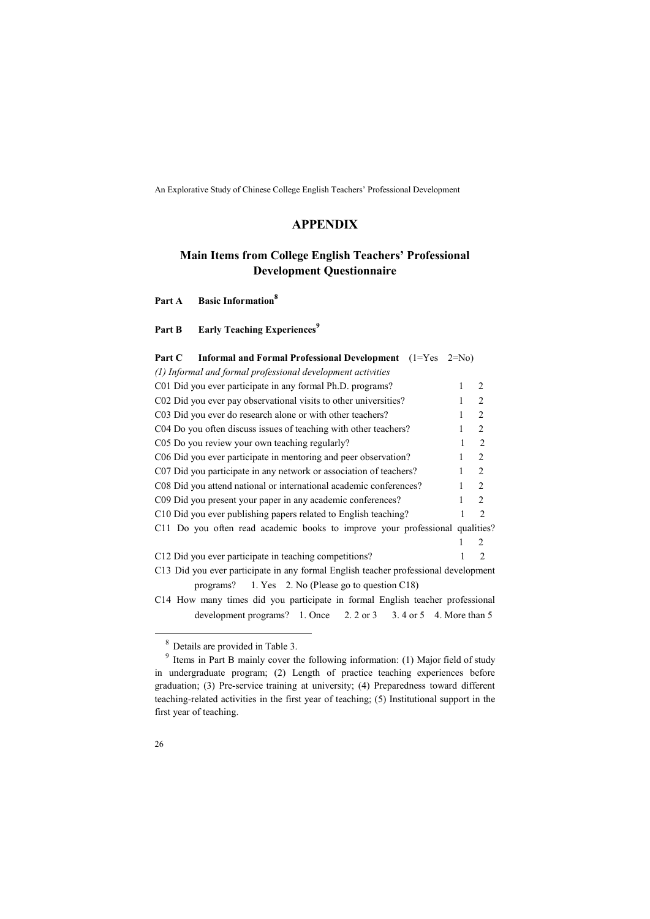# APPENDIX

## Main Items from College English Teachers' Professional Development Questionnaire

**Part A  Basic Information**[8]

**Part B  Early Teaching Experiences**[9]

**Part C  Informal and Formal Professional Development** (1=Yes 2=No)

*(1) Informal and formal professional development activities*

C01 Did you ever participate in any formal Ph.D. programs? 1 2

C02 Did you ever pay observational visits to other universities? 1 2

C03 Did you ever do research alone or with other teachers? 1 2

C04 Do you often discuss issues of teaching with other teachers? 1 2

C05 Do you review your own teaching regularly? 1 2

C06 Did you ever participate in mentoring and peer observation? 1 2

C07 Did you participate in any network or association of teachers? 1 2

C08 Did you attend national or international academic conferences? 1 2

C09 Did you present your paper in any academic conferences? 1 2

C10 Did you ever publishing papers related to English teaching? 1 2

C11 Do you often read academic books to improve your professional qualities? 1 2

C12 Did you ever participate in teaching competitions? 1 2

C13 Did you ever participate in any formal English teacher professional development programs? 1. Yes 2. No (Please go to question C18)

C14 How many times did you participate in formal English teacher professional development programs? 1. Once 2. 2 or 3 3. 4 or 5 4. More than 5

---

[8] Details are provided in Table 3.

[9] Items in Part B mainly cover the following information: (1) Major field of study in undergraduate program; (2) Length of practice teaching experiences before graduation; (3) Pre-service training at university; (4) Preparedness toward different teaching-related activities in the first year of teaching; (5) Institutional support in the first year of teaching.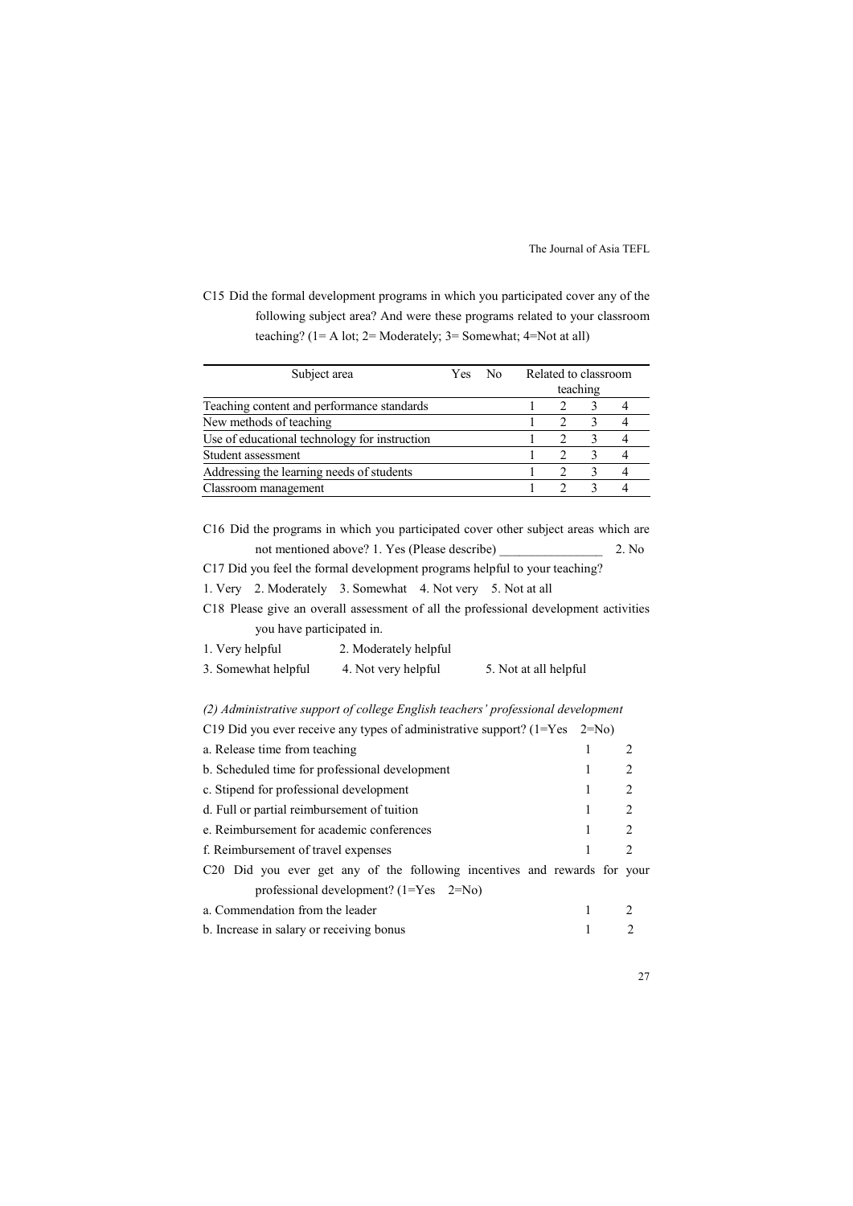C15 Did the formal development programs in which you participated cover any of the following subject area? And were these programs related to your classroom teaching? (1= A lot; 2= Moderately; 3= Somewhat; 4=Not at all)

| Subject area | Yes | No | Related to classroom teaching | | | |
|---|---|---|---|---|---|---|
| Teaching content and performance standards | | | 1 | 2 | 3 | 4 |
| New methods of teaching | | | 1 | 2 | 3 | 4 |
| Use of educational technology for instruction | | | 1 | 2 | 3 | 4 |
| Student assessment | | | 1 | 2 | 3 | 4 |
| Addressing the learning needs of students | | | 1 | 2 | 3 | 4 |
| Classroom management | | | 1 | 2 | 3 | 4 |

C16 Did the programs in which you participated cover other subject areas which are not mentioned above? 1. Yes (Please describe) ________________ 2. No

C17 Did you feel the formal development programs helpful to your teaching?

1. Very 2. Moderately 3. Somewhat 4. Not very 5. Not at all

C18 Please give an overall assessment of all the professional development activities you have participated in.

1. Very helpful 2. Moderately helpful
3. Somewhat helpful 4. Not very helpful 5. Not at all helpful

*(2) Administrative support of college English teachers' professional development*

C19 Did you ever receive any types of administrative support? (1=Yes 2=No)

| | | |
|---|---|---|
| a. Release time from teaching | 1 | 2 |
| b. Scheduled time for professional development | 1 | 2 |
| c. Stipend for professional development | 1 | 2 |
| d. Full or partial reimbursement of tuition | 1 | 2 |
| e. Reimbursement for academic conferences | 1 | 2 |
| f. Reimbursement of travel expenses | 1 | 2 |

C20 Did you ever get any of the following incentives and rewards for your professional development? (1=Yes 2=No)

| | | |
|---|---|---|
| a. Commendation from the leader | 1 | 2 |
| b. Increase in salary or receiving bonus | 1 | 2 |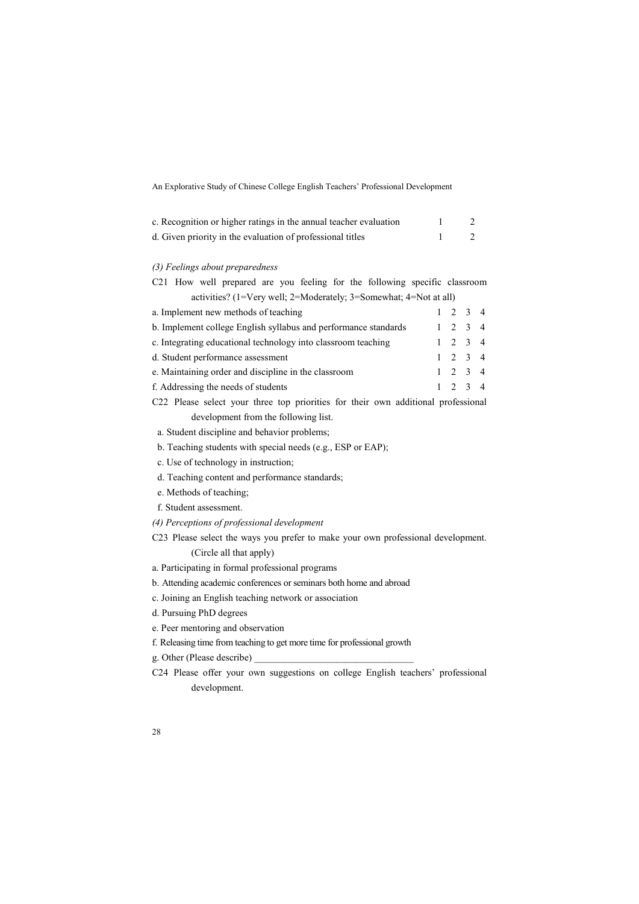| | | |
|---|---|---|
| c. Recognition or higher ratings in the annual teacher evaluation | 1 | 2 |
| d. Given priority in the evaluation of professional titles | 1 | 2 |

*(3) Feelings about preparedness*

C21 How well prepared are you feeling for the following specific classroom activities? (1=Very well; 2=Moderately; 3=Somewhat; 4=Not at all)

| | | | | |
|---|---|---|---|---|
| a. Implement new methods of teaching | 1 | 2 | 3 | 4 |
| b. Implement college English syllabus and performance standards | 1 | 2 | 3 | 4 |
| c. Integrating educational technology into classroom teaching | 1 | 2 | 3 | 4 |
| d. Student performance assessment | 1 | 2 | 3 | 4 |
| e. Maintaining order and discipline in the classroom | 1 | 2 | 3 | 4 |
| f. Addressing the needs of students | 1 | 2 | 3 | 4 |

C22 Please select your three top priorities for their own additional professional development from the following list.

a. Student discipline and behavior problems;
b. Teaching students with special needs (e.g., ESP or EAP);
c. Use of technology in instruction;
d. Teaching content and performance standards;
e. Methods of teaching;
f. Student assessment.

*(4) Perceptions of professional development*

C23 Please select the ways you prefer to make your own professional development. (Circle all that apply)

a. Participating in formal professional programs
b. Attending academic conferences or seminars both home and abroad
c. Joining an English teaching network or association
d. Pursuing PhD degrees
e. Peer mentoring and observation
f. Releasing time from teaching to get more time for professional growth
g. Other (Please describe) ________________________________

C24 Please offer your own suggestions on college English teachers' professional development.